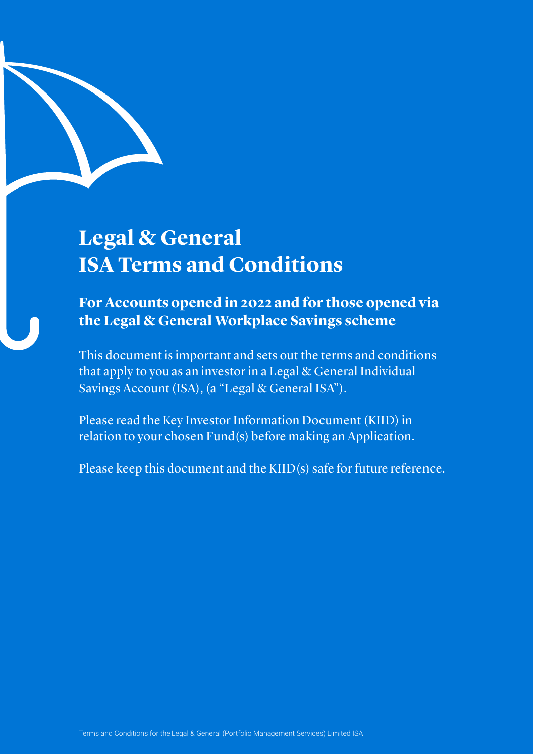# Legal & General ISA Terms and Conditions

## For Accounts opened in 2022 and for those opened via the Legal & General Workplace Savings scheme

This document is important and sets out the terms and conditions that apply to you as an investor in a Legal & General Individual Savings Account (ISA), (a "Legal & General ISA").

Please read the Key Investor Information Document (KIID) in relation to your chosen Fund(s) before making an Application.

Please keep this document and the KIID(s) safe for future reference.

Terms and Conditions for the Legal & General (Portfolio Management Services) Limited ISA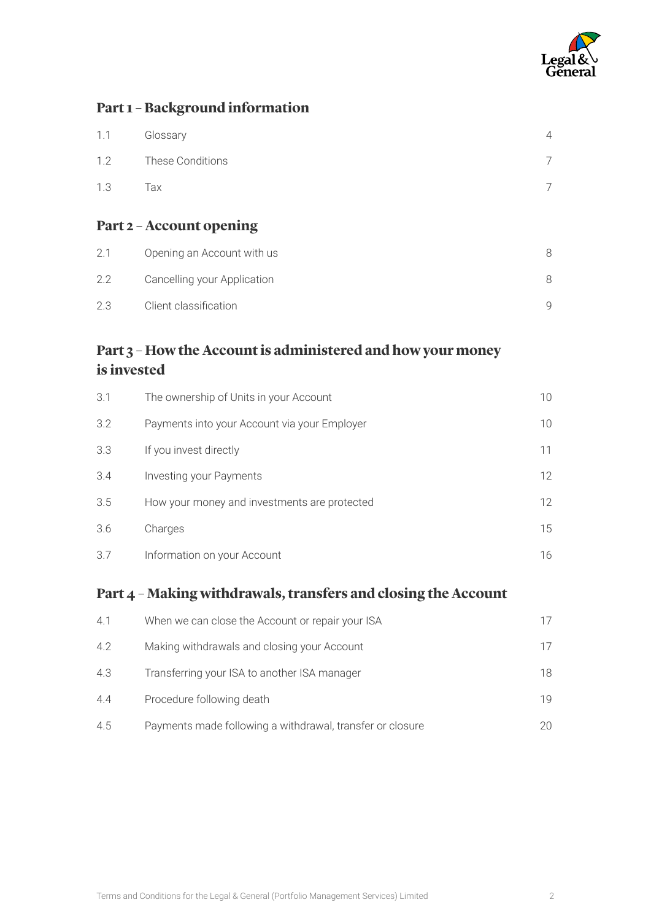## Part 1 – Background information

| | | |
|---|---|---|
| 1.1 | Glossary | 4 |
| 1.2 | These Conditions | 7 |
| 1.3 | Tax | 7 |

## Part 2 – Account opening

| | | |
|---|---|---|
| 2.1 | Opening an Account with us | 8 |
| 2.2 | Cancelling your Application | 8 |
| 2.3 | Client classification | 9 |

## Part 3 – How the Account is administered and how your money is invested

| | | |
|---|---|---|
| 3.1 | The ownership of Units in your Account | 10 |
| 3.2 | Payments into your Account via your Employer | 10 |
| 3.3 | If you invest directly | 11 |
| 3.4 | Investing your Payments | 12 |
| 3.5 | How your money and investments are protected | 12 |
| 3.6 | Charges | 15 |
| 3.7 | Information on your Account | 16 |

## Part 4 – Making withdrawals, transfers and closing the Account

| | | |
|---|---|---|
| 4.1 | When we can close the Account or repair your ISA | 17 |
| 4.2 | Making withdrawals and closing your Account | 17 |
| 4.3 | Transferring your ISA to another ISA manager | 18 |
| 4.4 | Procedure following death | 19 |
| 4.5 | Payments made following a withdrawal, transfer or closure | 20 |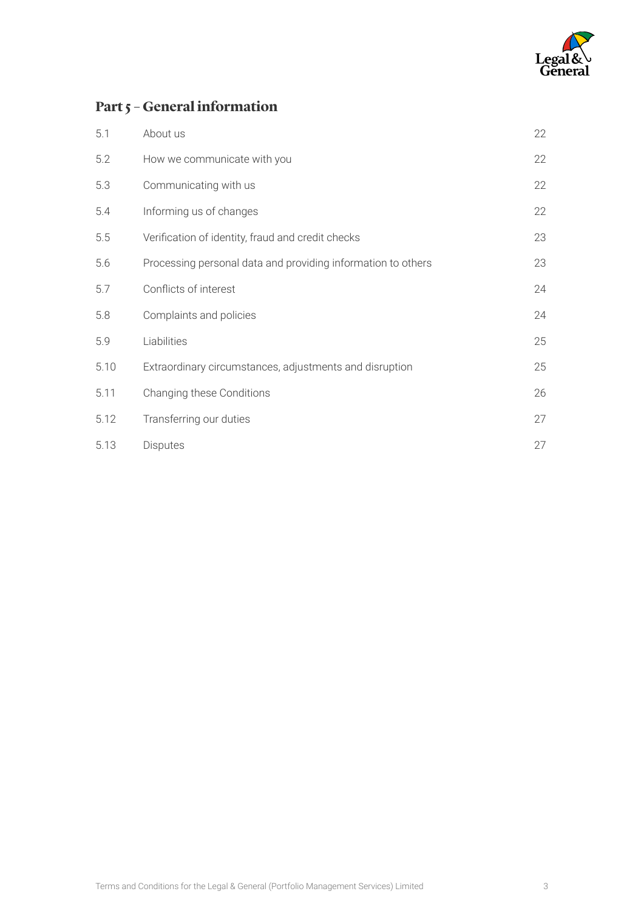## Part 5 – General information

| | | |
|---|---|---|
| 5.1 | About us | 22 |
| 5.2 | How we communicate with you | 22 |
| 5.3 | Communicating with us | 22 |
| 5.4 | Informing us of changes | 22 |
| 5.5 | Verification of identity, fraud and credit checks | 23 |
| 5.6 | Processing personal data and providing information to others | 23 |
| 5.7 | Conflicts of interest | 24 |
| 5.8 | Complaints and policies | 24 |
| 5.9 | Liabilities | 25 |
| 5.10 | Extraordinary circumstances, adjustments and disruption | 25 |
| 5.11 | Changing these Conditions | 26 |
| 5.12 | Transferring our duties | 27 |
| 5.13 | Disputes | 27 |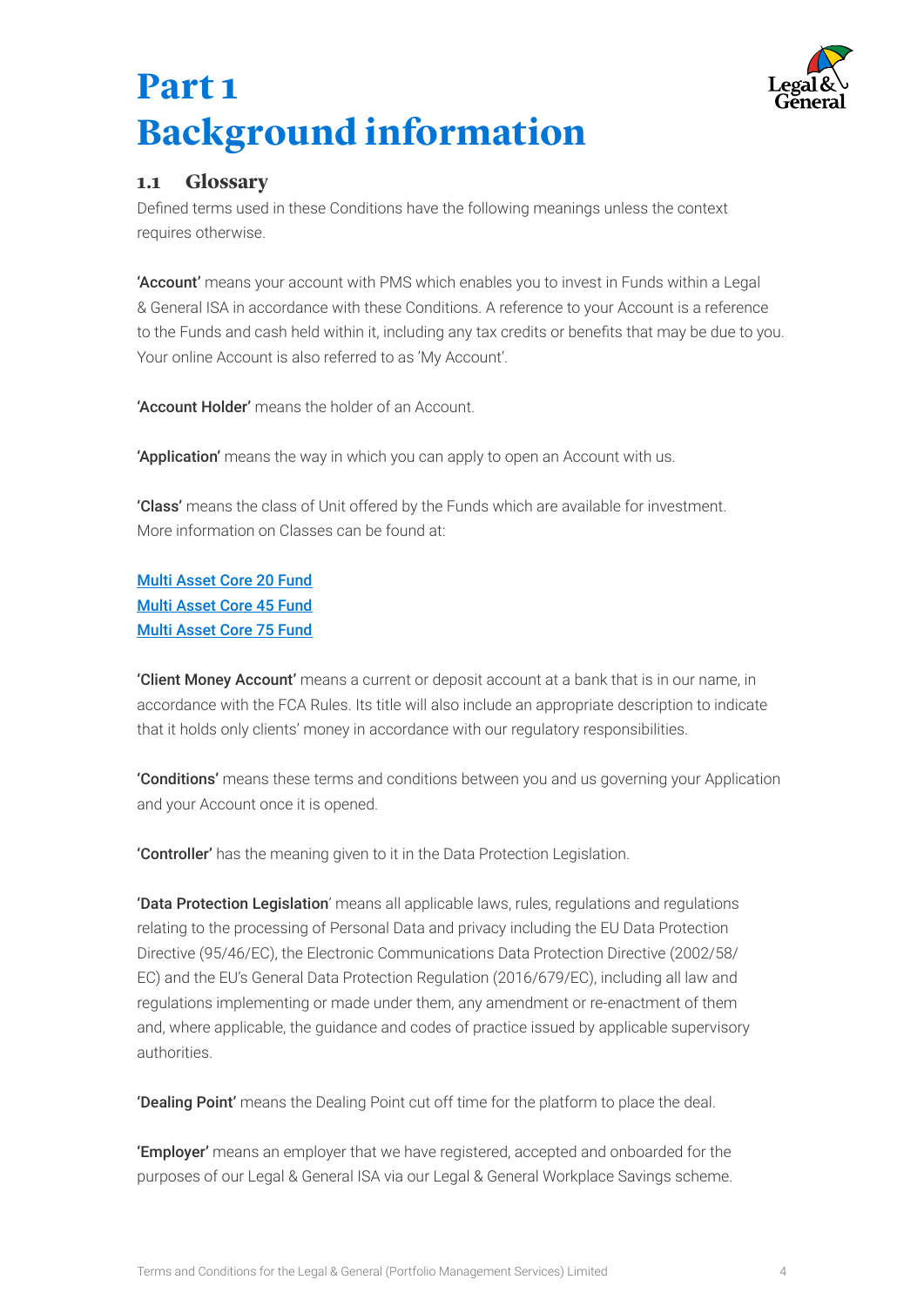# Part 1
# Background information

## 1.1 Glossary

Defined terms used in these Conditions have the following meanings unless the context requires otherwise.

**'Account'** means your account with PMS which enables you to invest in Funds within a Legal & General ISA in accordance with these Conditions. A reference to your Account is a reference to the Funds and cash held within it, including any tax credits or benefits that may be due to you. Your online Account is also referred to as 'My Account'.

**'Account Holder'** means the holder of an Account.

**'Application'** means the way in which you can apply to open an Account with us.

**'Class'** means the class of Unit offered by the Funds which are available for investment. More information on Classes can be found at:

Multi Asset Core 20 Fund
Multi Asset Core 45 Fund
Multi Asset Core 75 Fund

**'Client Money Account'** means a current or deposit account at a bank that is in our name, in accordance with the FCA Rules. Its title will also include an appropriate description to indicate that it holds only clients' money in accordance with our regulatory responsibilities.

**'Conditions'** means these terms and conditions between you and us governing your Application and your Account once it is opened.

**'Controller'** has the meaning given to it in the Data Protection Legislation.

**'Data Protection Legislation**' means all applicable laws, rules, regulations and regulations relating to the processing of Personal Data and privacy including the EU Data Protection Directive (95/46/EC), the Electronic Communications Data Protection Directive (2002/58/EC) and the EU's General Data Protection Regulation (2016/679/EC), including all law and regulations implementing or made under them, any amendment or re-enactment of them and, where applicable, the guidance and codes of practice issued by applicable supervisory authorities.

**'Dealing Point'** means the Dealing Point cut off time for the platform to place the deal.

**'Employer'** means an employer that we have registered, accepted and onboarded for the purposes of our Legal & General ISA via our Legal & General Workplace Savings scheme.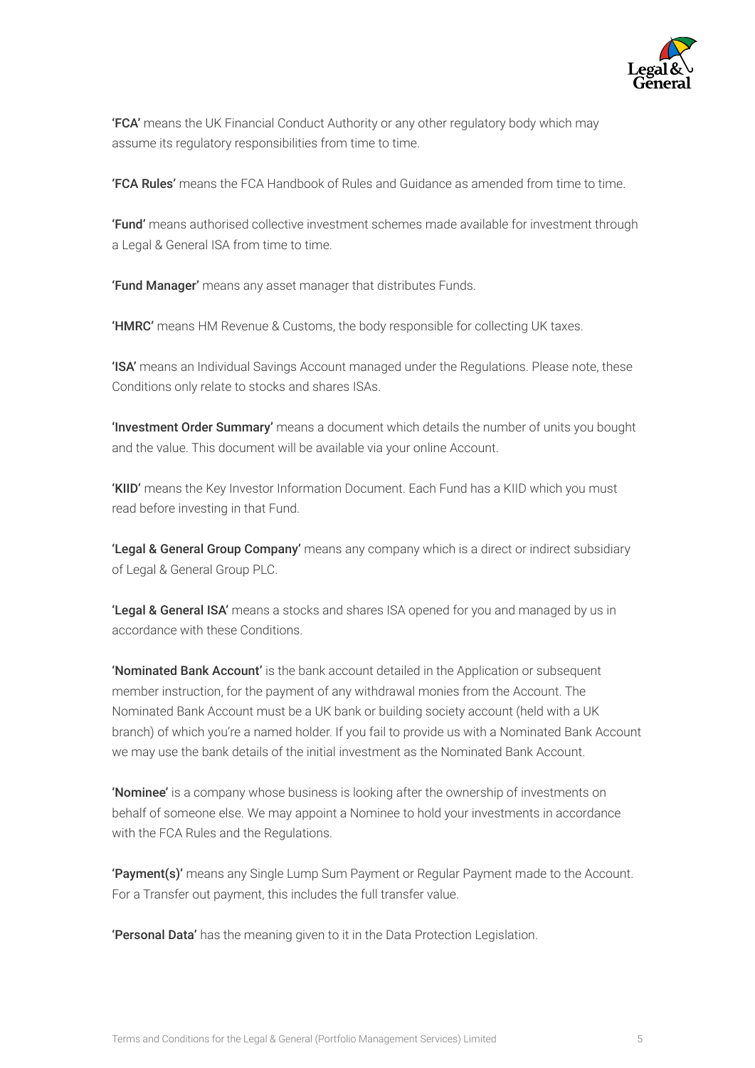**'FCA'** means the UK Financial Conduct Authority or any other regulatory body which may assume its regulatory responsibilities from time to time.

**'FCA Rules'** means the FCA Handbook of Rules and Guidance as amended from time to time.

**'Fund'** means authorised collective investment schemes made available for investment through a Legal & General ISA from time to time.

**'Fund Manager'** means any asset manager that distributes Funds.

**'HMRC'** means HM Revenue & Customs, the body responsible for collecting UK taxes.

**'ISA'** means an Individual Savings Account managed under the Regulations. Please note, these Conditions only relate to stocks and shares ISAs.

**'Investment Order Summary'** means a document which details the number of units you bought and the value. This document will be available via your online Account.

**'KIID'** means the Key Investor Information Document. Each Fund has a KIID which you must read before investing in that Fund.

**'Legal & General Group Company'** means any company which is a direct or indirect subsidiary of Legal & General Group PLC.

**'Legal & General ISA'** means a stocks and shares ISA opened for you and managed by us in accordance with these Conditions.

**'Nominated Bank Account'** is the bank account detailed in the Application or subsequent member instruction, for the payment of any withdrawal monies from the Account. The Nominated Bank Account must be a UK bank or building society account (held with a UK branch) of which you're a named holder. If you fail to provide us with a Nominated Bank Account we may use the bank details of the initial investment as the Nominated Bank Account.

**'Nominee'** is a company whose business is looking after the ownership of investments on behalf of someone else. We may appoint a Nominee to hold your investments in accordance with the FCA Rules and the Regulations.

**'Payment(s)'** means any Single Lump Sum Payment or Regular Payment made to the Account. For a Transfer out payment, this includes the full transfer value.

**'Personal Data'** has the meaning given to it in the Data Protection Legislation.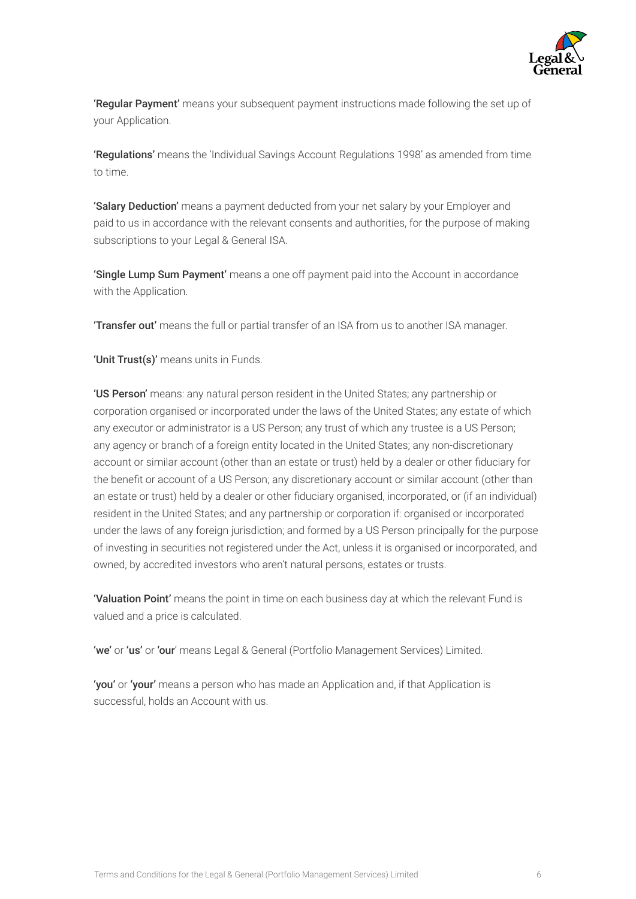**'Regular Payment'** means your subsequent payment instructions made following the set up of your Application.

**'Regulations'** means the 'Individual Savings Account Regulations 1998' as amended from time to time.

**'Salary Deduction'** means a payment deducted from your net salary by your Employer and paid to us in accordance with the relevant consents and authorities, for the purpose of making subscriptions to your Legal & General ISA.

**'Single Lump Sum Payment'** means a one off payment paid into the Account in accordance with the Application.

**'Transfer out'** means the full or partial transfer of an ISA from us to another ISA manager.

**'Unit Trust(s)'** means units in Funds.

**'US Person'** means: any natural person resident in the United States; any partnership or corporation organised or incorporated under the laws of the United States; any estate of which any executor or administrator is a US Person; any trust of which any trustee is a US Person; any agency or branch of a foreign entity located in the United States; any non-discretionary account or similar account (other than an estate or trust) held by a dealer or other fiduciary for the benefit or account of a US Person; any discretionary account or similar account (other than an estate or trust) held by a dealer or other fiduciary organised, incorporated, or (if an individual) resident in the United States; and any partnership or corporation if: organised or incorporated under the laws of any foreign jurisdiction; and formed by a US Person principally for the purpose of investing in securities not registered under the Act, unless it is organised or incorporated, and owned, by accredited investors who aren't natural persons, estates or trusts.

**'Valuation Point'** means the point in time on each business day at which the relevant Fund is valued and a price is calculated.

**'we'** or **'us'** or **'our'** means Legal & General (Portfolio Management Services) Limited.

**'you'** or **'your'** means a person who has made an Application and, if that Application is successful, holds an Account with us.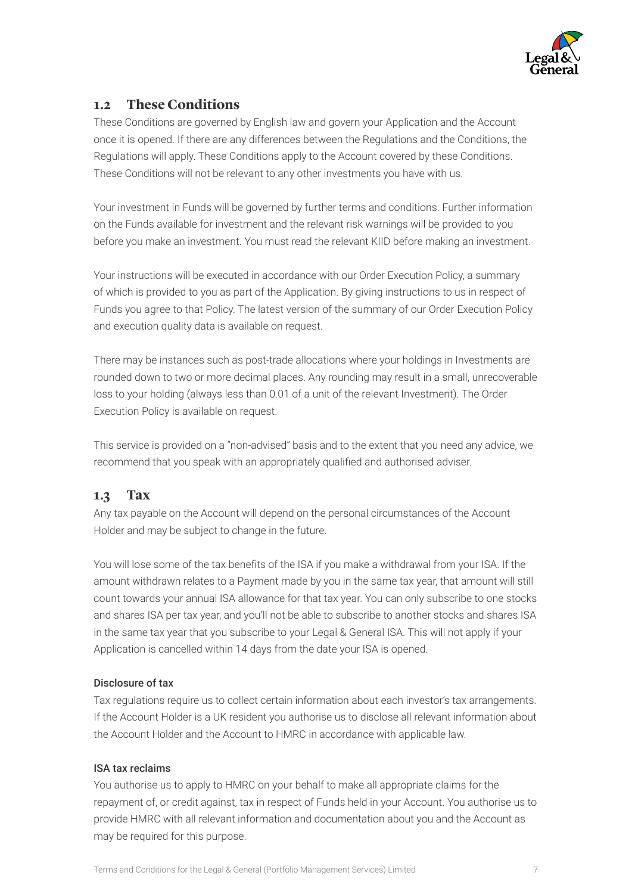## 1.2 These Conditions

These Conditions are governed by English law and govern your Application and the Account once it is opened. If there are any differences between the Regulations and the Conditions, the Regulations will apply. These Conditions apply to the Account covered by these Conditions. These Conditions will not be relevant to any other investments you have with us.

Your investment in Funds will be governed by further terms and conditions. Further information on the Funds available for investment and the relevant risk warnings will be provided to you before you make an investment. You must read the relevant KIID before making an investment.

Your instructions will be executed in accordance with our Order Execution Policy, a summary of which is provided to you as part of the Application. By giving instructions to us in respect of Funds you agree to that Policy. The latest version of the summary of our Order Execution Policy and execution quality data is available on request.

There may be instances such as post-trade allocations where your holdings in Investments are rounded down to two or more decimal places. Any rounding may result in a small, unrecoverable loss to your holding (always less than 0.01 of a unit of the relevant Investment). The Order Execution Policy is available on request.

This service is provided on a "non-advised" basis and to the extent that you need any advice, we recommend that you speak with an appropriately qualified and authorised adviser.

## 1.3 Tax

Any tax payable on the Account will depend on the personal circumstances of the Account Holder and may be subject to change in the future.

You will lose some of the tax benefits of the ISA if you make a withdrawal from your ISA. If the amount withdrawn relates to a Payment made by you in the same tax year, that amount will still count towards your annual ISA allowance for that tax year. You can only subscribe to one stocks and shares ISA per tax year, and you'll not be able to subscribe to another stocks and shares ISA in the same tax year that you subscribe to your Legal & General ISA. This will not apply if your Application is cancelled within 14 days from the date your ISA is opened.

### Disclosure of tax

Tax regulations require us to collect certain information about each investor's tax arrangements. If the Account Holder is a UK resident you authorise us to disclose all relevant information about the Account Holder and the Account to HMRC in accordance with applicable law.

### ISA tax reclaims

You authorise us to apply to HMRC on your behalf to make all appropriate claims for the repayment of, or credit against, tax in respect of Funds held in your Account. You authorise us to provide HMRC with all relevant information and documentation about you and the Account as may be required for this purpose.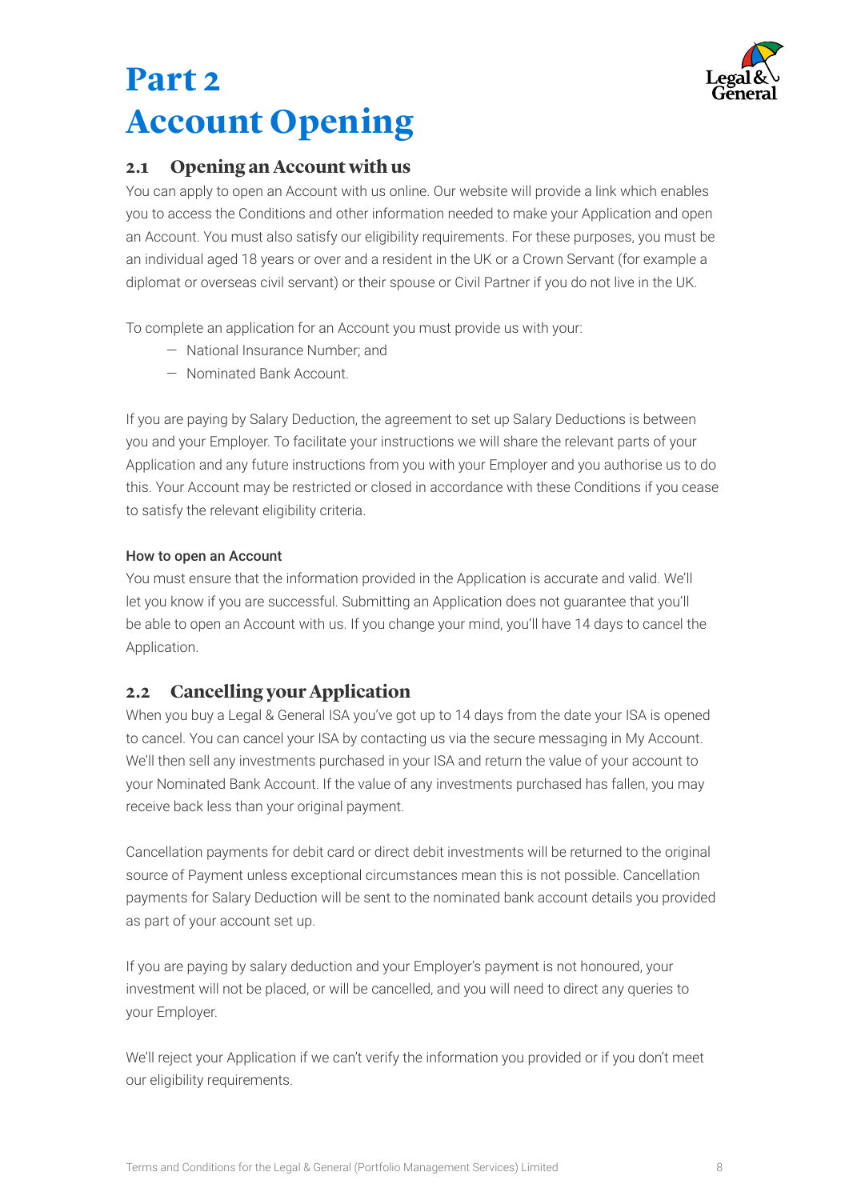# Part 2
# Account Opening

## 2.1 Opening an Account with us

You can apply to open an Account with us online. Our website will provide a link which enables you to access the Conditions and other information needed to make your Application and open an Account. You must also satisfy our eligibility requirements. For these purposes, you must be an individual aged 18 years or over and a resident in the UK or a Crown Servant (for example a diplomat or overseas civil servant) or their spouse or Civil Partner if you do not live in the UK.

To complete an application for an Account you must provide us with your:

- National Insurance Number; and
- Nominated Bank Account.

If you are paying by Salary Deduction, the agreement to set up Salary Deductions is between you and your Employer. To facilitate your instructions we will share the relevant parts of your Application and any future instructions from you with your Employer and you authorise us to do this. Your Account may be restricted or closed in accordance with these Conditions if you cease to satisfy the relevant eligibility criteria.

#### How to open an Account

You must ensure that the information provided in the Application is accurate and valid. We'll let you know if you are successful. Submitting an Application does not guarantee that you'll be able to open an Account with us. If you change your mind, you'll have 14 days to cancel the Application.

## 2.2 Cancelling your Application

When you buy a Legal & General ISA you've got up to 14 days from the date your ISA is opened to cancel. You can cancel your ISA by contacting us via the secure messaging in My Account. We'll then sell any investments purchased in your ISA and return the value of your account to your Nominated Bank Account. If the value of any investments purchased has fallen, you may receive back less than your original payment.

Cancellation payments for debit card or direct debit investments will be returned to the original source of Payment unless exceptional circumstances mean this is not possible. Cancellation payments for Salary Deduction will be sent to the nominated bank account details you provided as part of your account set up.

If you are paying by salary deduction and your Employer's payment is not honoured, your investment will not be placed, or will be cancelled, and you will need to direct any queries to your Employer.

We'll reject your Application if we can't verify the information you provided or if you don't meet our eligibility requirements.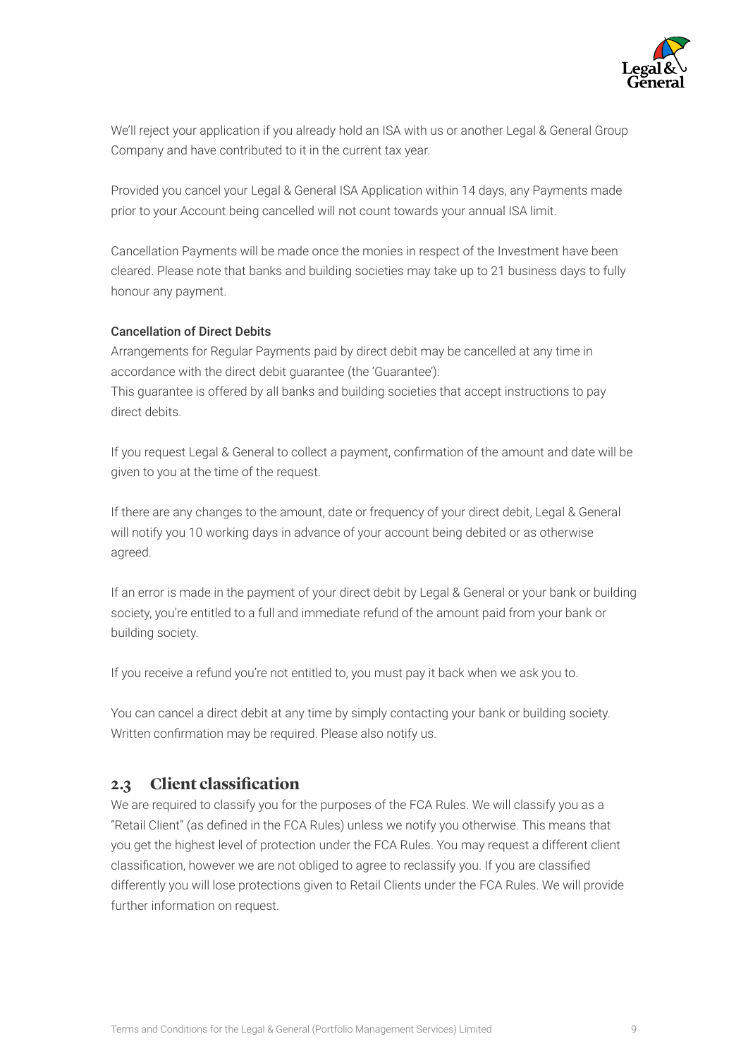We'll reject your application if you already hold an ISA with us or another Legal & General Group Company and have contributed to it in the current tax year.

Provided you cancel your Legal & General ISA Application within 14 days, any Payments made prior to your Account being cancelled will not count towards your annual ISA limit.

Cancellation Payments will be made once the monies in respect of the Investment have been cleared. Please note that banks and building societies may take up to 21 business days to fully honour any payment.

**Cancellation of Direct Debits**

Arrangements for Regular Payments paid by direct debit may be cancelled at any time in accordance with the direct debit guarantee (the 'Guarantee'):
This guarantee is offered by all banks and building societies that accept instructions to pay direct debits.

If you request Legal & General to collect a payment, confirmation of the amount and date will be given to you at the time of the request.

If there are any changes to the amount, date or frequency of your direct debit, Legal & General will notify you 10 working days in advance of your account being debited or as otherwise agreed.

If an error is made in the payment of your direct debit by Legal & General or your bank or building society, you're entitled to a full and immediate refund of the amount paid from your bank or building society.

If you receive a refund you're not entitled to, you must pay it back when we ask you to.

You can cancel a direct debit at any time by simply contacting your bank or building society. Written confirmation may be required. Please also notify us.

## 2.3 Client classification

We are required to classify you for the purposes of the FCA Rules. We will classify you as a "Retail Client" (as defined in the FCA Rules) unless we notify you otherwise. This means that you get the highest level of protection under the FCA Rules. You may request a different client classification, however we are not obliged to agree to reclassify you. If you are classified differently you will lose protections given to Retail Clients under the FCA Rules. We will provide further information on request.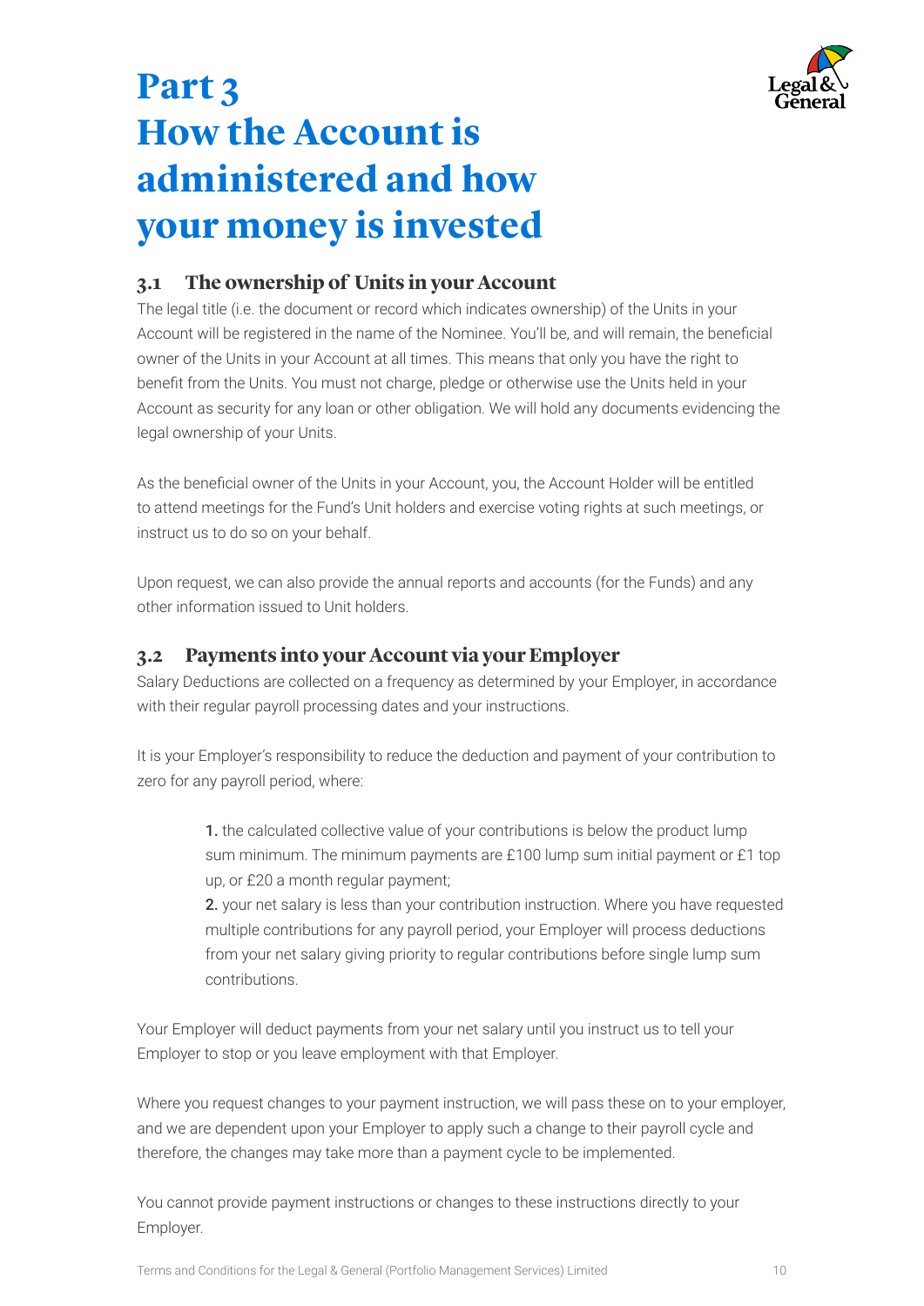# Part 3
# How the Account is administered and how your money is invested

## 3.1 The ownership of Units in your Account

The legal title (i.e. the document or record which indicates ownership) of the Units in your Account will be registered in the name of the Nominee. You'll be, and will remain, the beneficial owner of the Units in your Account at all times. This means that only you have the right to benefit from the Units. You must not charge, pledge or otherwise use the Units held in your Account as security for any loan or other obligation. We will hold any documents evidencing the legal ownership of your Units.

As the beneficial owner of the Units in your Account, you, the Account Holder will be entitled to attend meetings for the Fund's Unit holders and exercise voting rights at such meetings, or instruct us to do so on your behalf.

Upon request, we can also provide the annual reports and accounts (for the Funds) and any other information issued to Unit holders.

## 3.2 Payments into your Account via your Employer

Salary Deductions are collected on a frequency as determined by your Employer, in accordance with their regular payroll processing dates and your instructions.

It is your Employer's responsibility to reduce the deduction and payment of your contribution to zero for any payroll period, where:

1. the calculated collective value of your contributions is below the product lump sum minimum. The minimum payments are £100 lump sum initial payment or £1 top up, or £20 a month regular payment;
2. your net salary is less than your contribution instruction. Where you have requested multiple contributions for any payroll period, your Employer will process deductions from your net salary giving priority to regular contributions before single lump sum contributions.

Your Employer will deduct payments from your net salary until you instruct us to tell your Employer to stop or you leave employment with that Employer.

Where you request changes to your payment instruction, we will pass these on to your employer, and we are dependent upon your Employer to apply such a change to their payroll cycle and therefore, the changes may take more than a payment cycle to be implemented.

You cannot provide payment instructions or changes to these instructions directly to your Employer.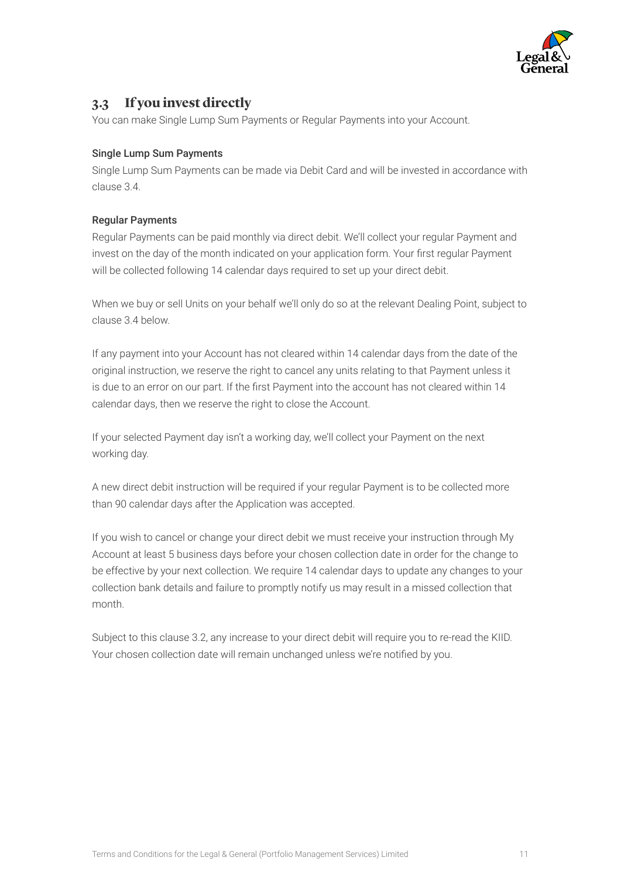## 3.3 If you invest directly

You can make Single Lump Sum Payments or Regular Payments into your Account.

#### Single Lump Sum Payments

Single Lump Sum Payments can be made via Debit Card and will be invested in accordance with clause 3.4.

#### Regular Payments

Regular Payments can be paid monthly via direct debit. We'll collect your regular Payment and invest on the day of the month indicated on your application form. Your first regular Payment will be collected following 14 calendar days required to set up your direct debit.

When we buy or sell Units on your behalf we'll only do so at the relevant Dealing Point, subject to clause 3.4 below.

If any payment into your Account has not cleared within 14 calendar days from the date of the original instruction, we reserve the right to cancel any units relating to that Payment unless it is due to an error on our part. If the first Payment into the account has not cleared within 14 calendar days, then we reserve the right to close the Account.

If your selected Payment day isn't a working day, we'll collect your Payment on the next working day.

A new direct debit instruction will be required if your regular Payment is to be collected more than 90 calendar days after the Application was accepted.

If you wish to cancel or change your direct debit we must receive your instruction through My Account at least 5 business days before your chosen collection date in order for the change to be effective by your next collection. We require 14 calendar days to update any changes to your collection bank details and failure to promptly notify us may result in a missed collection that month.

Subject to this clause 3.2, any increase to your direct debit will require you to re-read the KIID. Your chosen collection date will remain unchanged unless we're notified by you.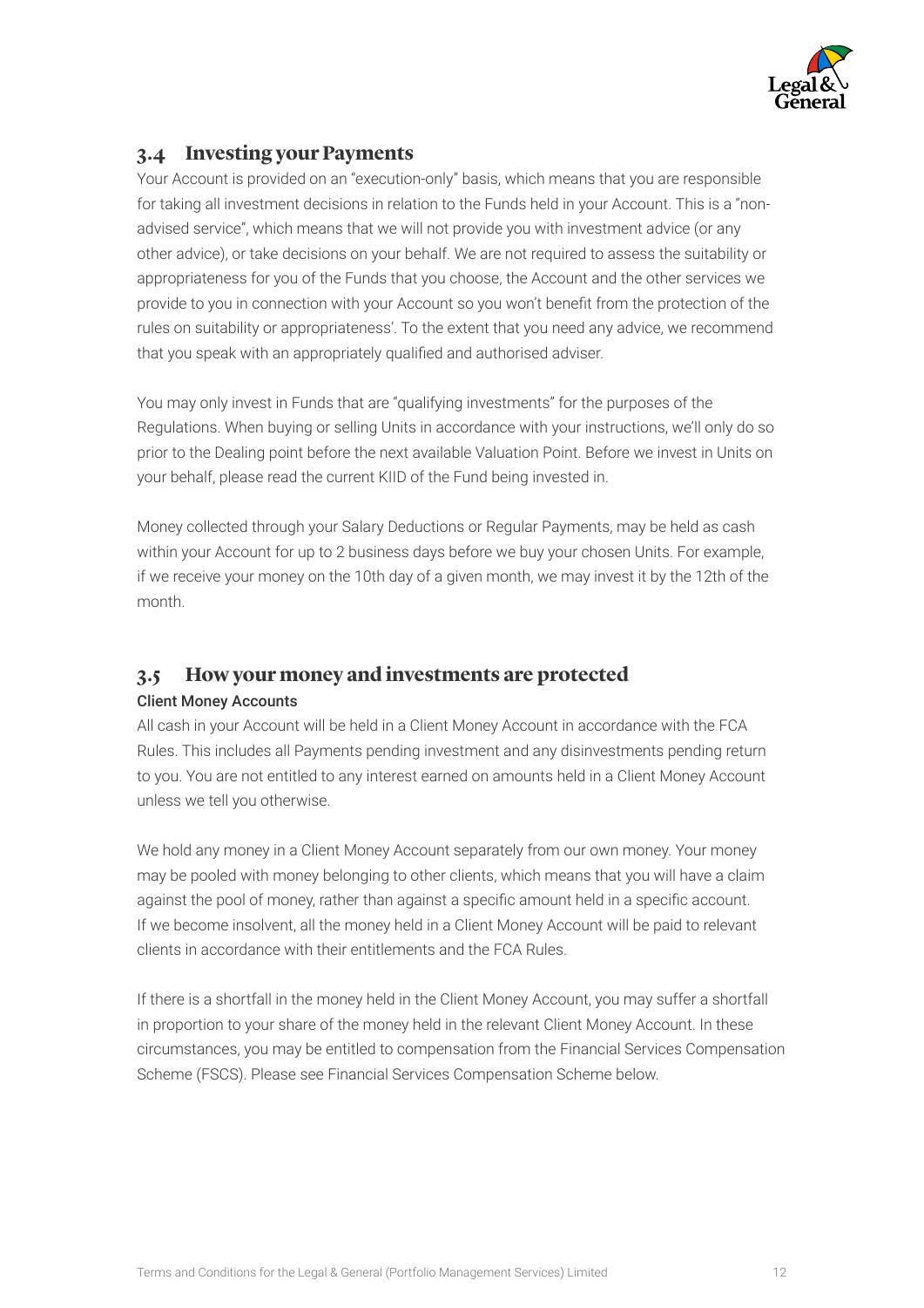## 3.4 Investing your Payments

Your Account is provided on an "execution-only" basis, which means that you are responsible for taking all investment decisions in relation to the Funds held in your Account. This is a "non-advised service", which means that we will not provide you with investment advice (or any other advice), or take decisions on your behalf. We are not required to assess the suitability or appropriateness for you of the Funds that you choose, the Account and the other services we provide to you in connection with your Account so you won't benefit from the protection of the rules on suitability or appropriateness'. To the extent that you need any advice, we recommend that you speak with an appropriately qualified and authorised adviser.

You may only invest in Funds that are "qualifying investments" for the purposes of the Regulations. When buying or selling Units in accordance with your instructions, we'll only do so prior to the Dealing point before the next available Valuation Point. Before we invest in Units on your behalf, please read the current KIID of the Fund being invested in.

Money collected through your Salary Deductions or Regular Payments, may be held as cash within your Account for up to 2 business days before we buy your chosen Units. For example, if we receive your money on the 10th day of a given month, we may invest it by the 12th of the month.

## 3.5 How your money and investments are protected

### Client Money Accounts

All cash in your Account will be held in a Client Money Account in accordance with the FCA Rules. This includes all Payments pending investment and any disinvestments pending return to you. You are not entitled to any interest earned on amounts held in a Client Money Account unless we tell you otherwise.

We hold any money in a Client Money Account separately from our own money. Your money may be pooled with money belonging to other clients, which means that you will have a claim against the pool of money, rather than against a specific amount held in a specific account. If we become insolvent, all the money held in a Client Money Account will be paid to relevant clients in accordance with their entitlements and the FCA Rules.

If there is a shortfall in the money held in the Client Money Account, you may suffer a shortfall in proportion to your share of the money held in the relevant Client Money Account. In these circumstances, you may be entitled to compensation from the Financial Services Compensation Scheme (FSCS). Please see Financial Services Compensation Scheme below.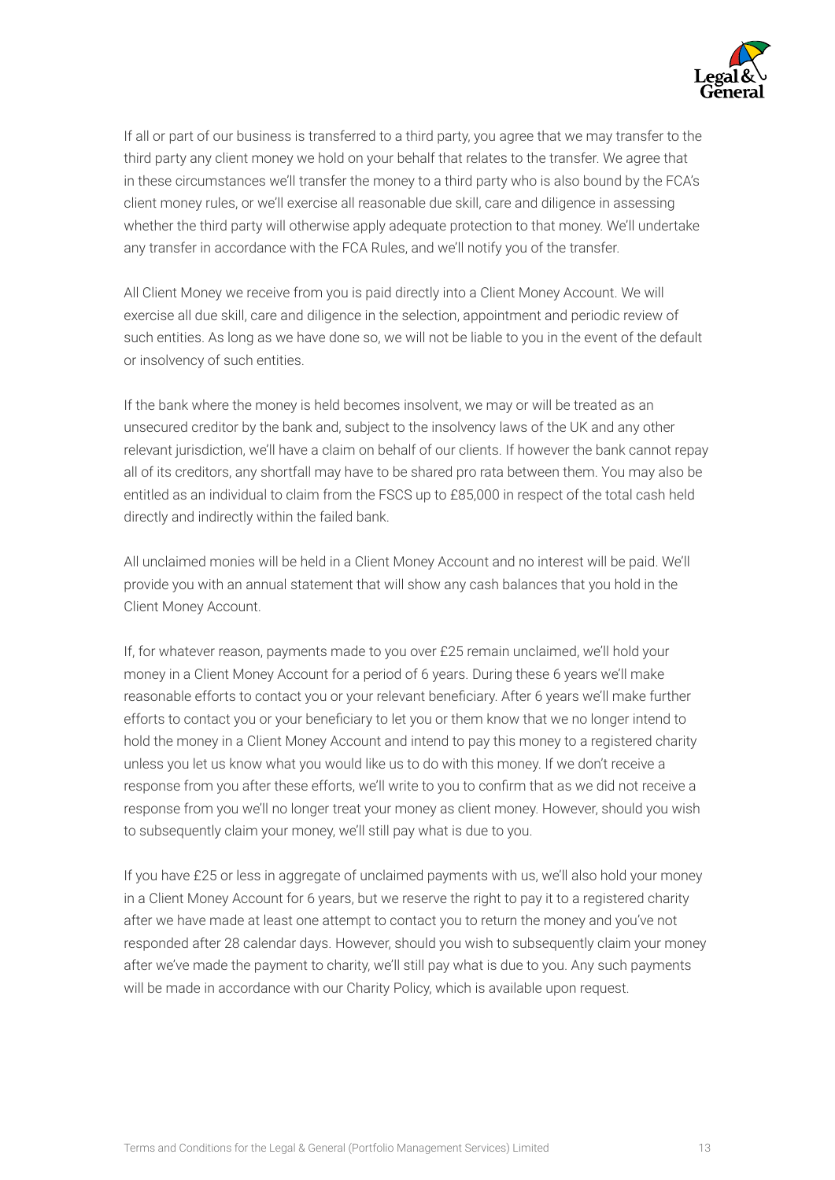If all or part of our business is transferred to a third party, you agree that we may transfer to the third party any client money we hold on your behalf that relates to the transfer. We agree that in these circumstances we'll transfer the money to a third party who is also bound by the FCA's client money rules, or we'll exercise all reasonable due skill, care and diligence in assessing whether the third party will otherwise apply adequate protection to that money. We'll undertake any transfer in accordance with the FCA Rules, and we'll notify you of the transfer.

All Client Money we receive from you is paid directly into a Client Money Account. We will exercise all due skill, care and diligence in the selection, appointment and periodic review of such entities. As long as we have done so, we will not be liable to you in the event of the default or insolvency of such entities.

If the bank where the money is held becomes insolvent, we may or will be treated as an unsecured creditor by the bank and, subject to the insolvency laws of the UK and any other relevant jurisdiction, we'll have a claim on behalf of our clients. If however the bank cannot repay all of its creditors, any shortfall may have to be shared pro rata between them. You may also be entitled as an individual to claim from the FSCS up to £85,000 in respect of the total cash held directly and indirectly within the failed bank.

All unclaimed monies will be held in a Client Money Account and no interest will be paid. We'll provide you with an annual statement that will show any cash balances that you hold in the Client Money Account.

If, for whatever reason, payments made to you over £25 remain unclaimed, we'll hold your money in a Client Money Account for a period of 6 years. During these 6 years we'll make reasonable efforts to contact you or your relevant beneficiary. After 6 years we'll make further efforts to contact you or your beneficiary to let you or them know that we no longer intend to hold the money in a Client Money Account and intend to pay this money to a registered charity unless you let us know what you would like us to do with this money. If we don't receive a response from you after these efforts, we'll write to you to confirm that as we did not receive a response from you we'll no longer treat your money as client money. However, should you wish to subsequently claim your money, we'll still pay what is due to you.

If you have £25 or less in aggregate of unclaimed payments with us, we'll also hold your money in a Client Money Account for 6 years, but we reserve the right to pay it to a registered charity after we have made at least one attempt to contact you to return the money and you've not responded after 28 calendar days. However, should you wish to subsequently claim your money after we've made the payment to charity, we'll still pay what is due to you. Any such payments will be made in accordance with our Charity Policy, which is available upon request.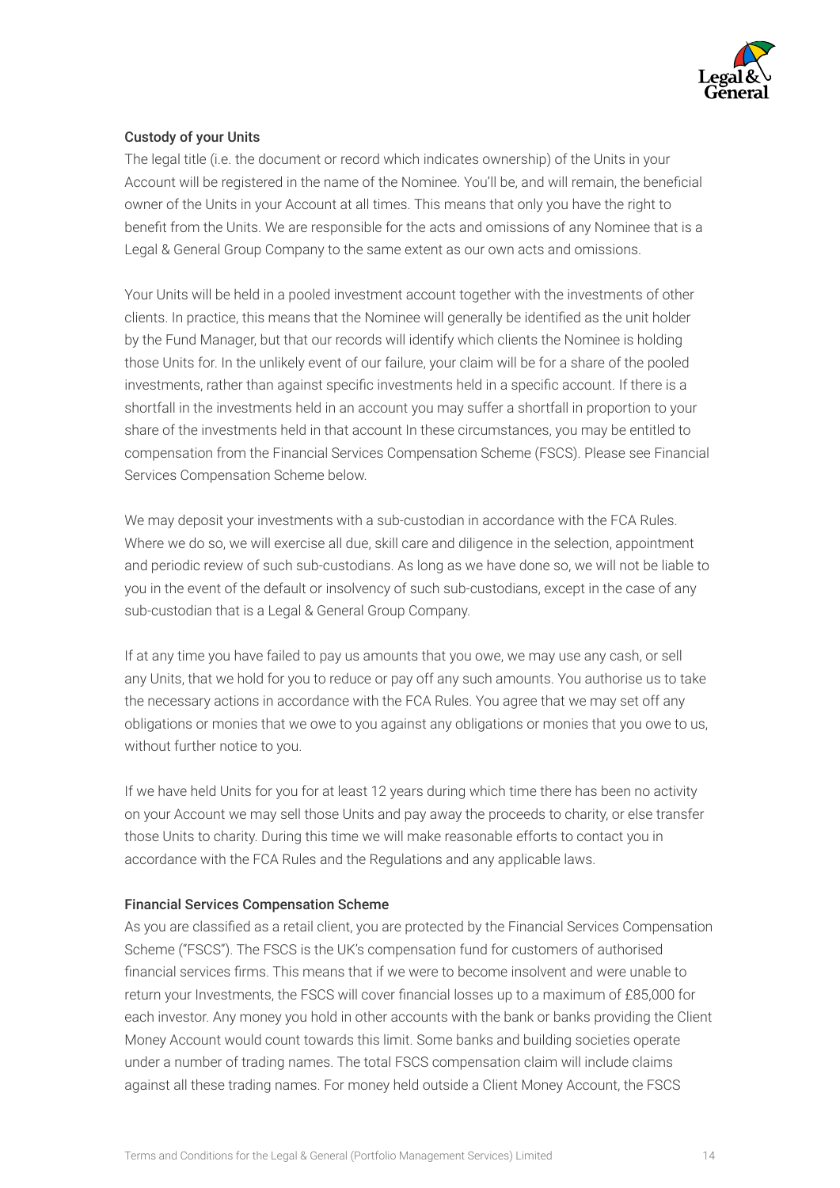### Custody of your Units

The legal title (i.e. the document or record which indicates ownership) of the Units in your Account will be registered in the name of the Nominee. You'll be, and will remain, the beneficial owner of the Units in your Account at all times. This means that only you have the right to benefit from the Units. We are responsible for the acts and omissions of any Nominee that is a Legal & General Group Company to the same extent as our own acts and omissions.

Your Units will be held in a pooled investment account together with the investments of other clients. In practice, this means that the Nominee will generally be identified as the unit holder by the Fund Manager, but that our records will identify which clients the Nominee is holding those Units for. In the unlikely event of our failure, your claim will be for a share of the pooled investments, rather than against specific investments held in a specific account. If there is a shortfall in the investments held in an account you may suffer a shortfall in proportion to your share of the investments held in that account In these circumstances, you may be entitled to compensation from the Financial Services Compensation Scheme (FSCS). Please see Financial Services Compensation Scheme below.

We may deposit your investments with a sub-custodian in accordance with the FCA Rules. Where we do so, we will exercise all due, skill care and diligence in the selection, appointment and periodic review of such sub-custodians. As long as we have done so, we will not be liable to you in the event of the default or insolvency of such sub-custodians, except in the case of any sub-custodian that is a Legal & General Group Company.

If at any time you have failed to pay us amounts that you owe, we may use any cash, or sell any Units, that we hold for you to reduce or pay off any such amounts. You authorise us to take the necessary actions in accordance with the FCA Rules. You agree that we may set off any obligations or monies that we owe to you against any obligations or monies that you owe to us, without further notice to you.

If we have held Units for you for at least 12 years during which time there has been no activity on your Account we may sell those Units and pay away the proceeds to charity, or else transfer those Units to charity. During this time we will make reasonable efforts to contact you in accordance with the FCA Rules and the Regulations and any applicable laws.

### Financial Services Compensation Scheme

As you are classified as a retail client, you are protected by the Financial Services Compensation Scheme ("FSCS"). The FSCS is the UK's compensation fund for customers of authorised financial services firms. This means that if we were to become insolvent and were unable to return your Investments, the FSCS will cover financial losses up to a maximum of £85,000 for each investor. Any money you hold in other accounts with the bank or banks providing the Client Money Account would count towards this limit. Some banks and building societies operate under a number of trading names. The total FSCS compensation claim will include claims against all these trading names. For money held outside a Client Money Account, the FSCS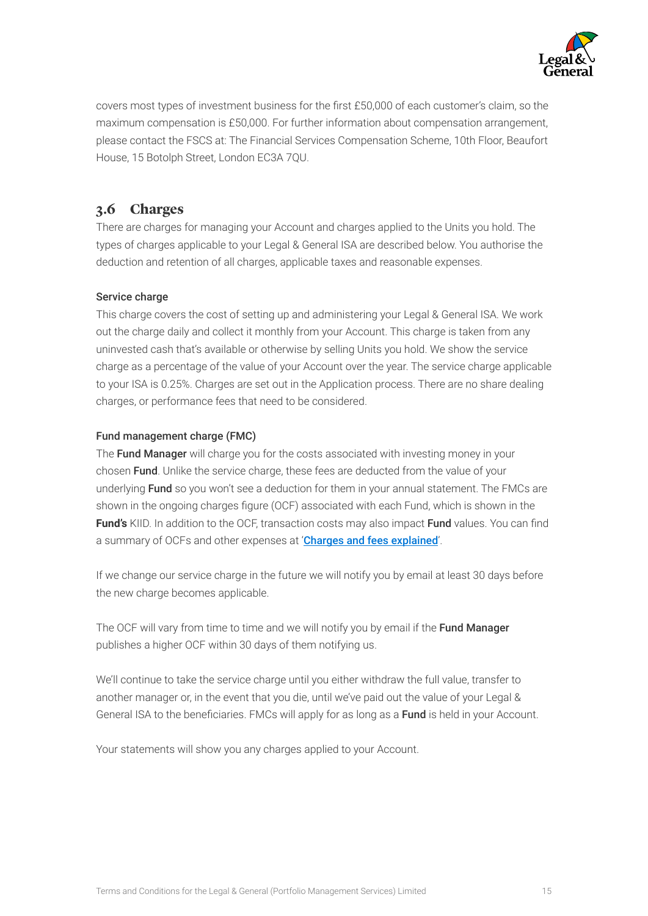covers most types of investment business for the first £50,000 of each customer's claim, so the maximum compensation is £50,000. For further information about compensation arrangement, please contact the FSCS at: The Financial Services Compensation Scheme, 10th Floor, Beaufort House, 15 Botolph Street, London EC3A 7QU.

## 3.6 Charges

There are charges for managing your Account and charges applied to the Units you hold. The types of charges applicable to your Legal & General ISA are described below. You authorise the deduction and retention of all charges, applicable taxes and reasonable expenses.

**Service charge**

This charge covers the cost of setting up and administering your Legal & General ISA. We work out the charge daily and collect it monthly from your Account. This charge is taken from any uninvested cash that's available or otherwise by selling Units you hold. We show the service charge as a percentage of the value of your Account over the year. The service charge applicable to your ISA is 0.25%. Charges are set out in the Application process. There are no share dealing charges, or performance fees that need to be considered.

**Fund management charge (FMC)**

The **Fund Manager** will charge you for the costs associated with investing money in your chosen **Fund**. Unlike the service charge, these fees are deducted from the value of your underlying **Fund** so you won't see a deduction for them in your annual statement. The FMCs are shown in the ongoing charges figure (OCF) associated with each Fund, which is shown in the **Fund's** KIID. In addition to the OCF, transaction costs may also impact **Fund** values. You can find a summary of OCFs and other expenses at '**Charges and fees explained**'.

If we change our service charge in the future we will notify you by email at least 30 days before the new charge becomes applicable.

The OCF will vary from time to time and we will notify you by email if the **Fund Manager** publishes a higher OCF within 30 days of them notifying us.

We'll continue to take the service charge until you either withdraw the full value, transfer to another manager or, in the event that you die, until we've paid out the value of your Legal & General ISA to the beneficiaries. FMCs will apply for as long as a **Fund** is held in your Account.

Your statements will show you any charges applied to your Account.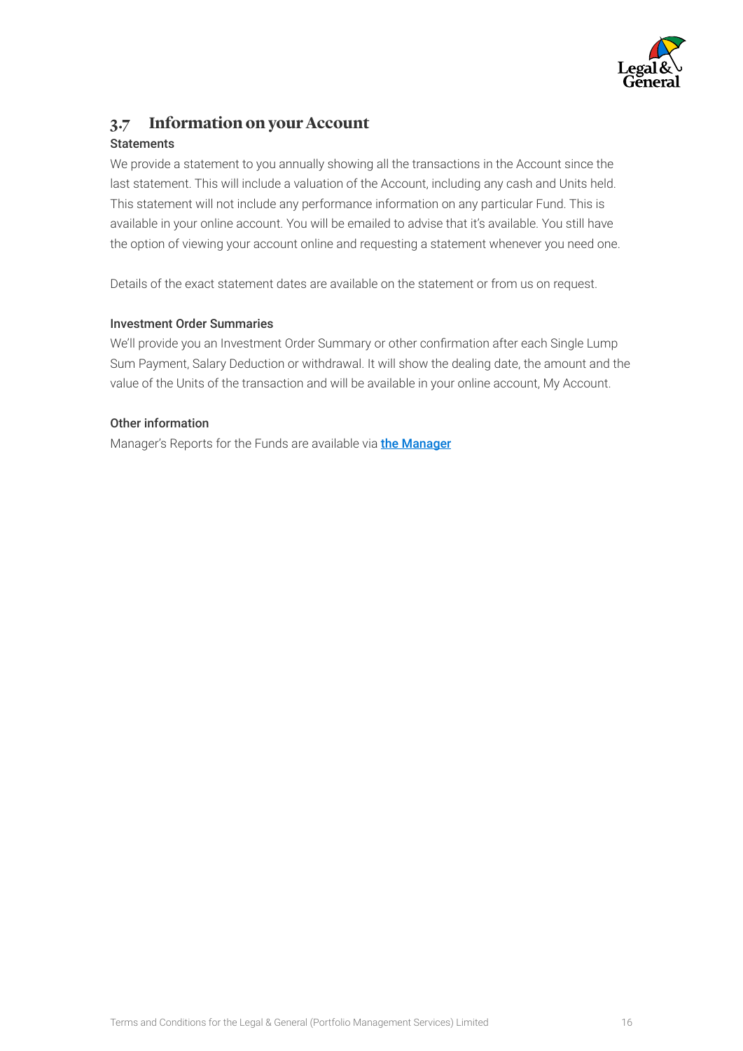## 3.7 Information on your Account

### Statements

We provide a statement to you annually showing all the transactions in the Account since the last statement. This will include a valuation of the Account, including any cash and Units held. This statement will not include any performance information on any particular Fund. This is available in your online account. You will be emailed to advise that it's available. You still have the option of viewing your account online and requesting a statement whenever you need one.

Details of the exact statement dates are available on the statement or from us on request.

### Investment Order Summaries

We'll provide you an Investment Order Summary or other confirmation after each Single Lump Sum Payment, Salary Deduction or withdrawal. It will show the dealing date, the amount and the value of the Units of the transaction and will be available in your online account, My Account.

### Other information

Manager's Reports for the Funds are available via **the Manager**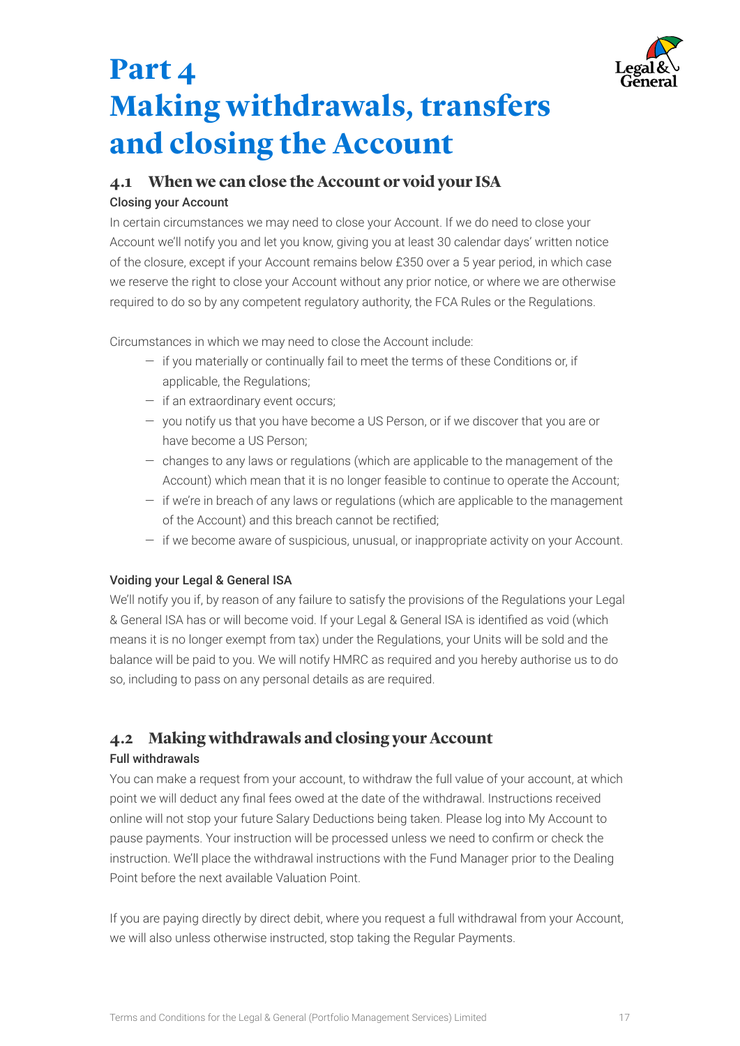# Part 4 Making withdrawals, transfers and closing the Account

## 4.1 When we can close the Account or void your ISA

### Closing your Account

In certain circumstances we may need to close your Account. If we do need to close your Account we'll notify you and let you know, giving you at least 30 calendar days' written notice of the closure, except if your Account remains below £350 over a 5 year period, in which case we reserve the right to close your Account without any prior notice, or where we are otherwise required to do so by any competent regulatory authority, the FCA Rules or the Regulations.

Circumstances in which we may need to close the Account include:

- if you materially or continually fail to meet the terms of these Conditions or, if applicable, the Regulations;
- if an extraordinary event occurs;
- you notify us that you have become a US Person, or if we discover that you are or have become a US Person;
- changes to any laws or regulations (which are applicable to the management of the Account) which mean that it is no longer feasible to continue to operate the Account;
- if we're in breach of any laws or regulations (which are applicable to the management of the Account) and this breach cannot be rectified;
- if we become aware of suspicious, unusual, or inappropriate activity on your Account.

### Voiding your Legal & General ISA

We'll notify you if, by reason of any failure to satisfy the provisions of the Regulations your Legal & General ISA has or will become void. If your Legal & General ISA is identified as void (which means it is no longer exempt from tax) under the Regulations, your Units will be sold and the balance will be paid to you. We will notify HMRC as required and you hereby authorise us to do so, including to pass on any personal details as are required.

## 4.2 Making withdrawals and closing your Account

### Full withdrawals

You can make a request from your account, to withdraw the full value of your account, at which point we will deduct any final fees owed at the date of the withdrawal. Instructions received online will not stop your future Salary Deductions being taken. Please log into My Account to pause payments. Your instruction will be processed unless we need to confirm or check the instruction. We'll place the withdrawal instructions with the Fund Manager prior to the Dealing Point before the next available Valuation Point.

If you are paying directly by direct debit, where you request a full withdrawal from your Account, we will also unless otherwise instructed, stop taking the Regular Payments.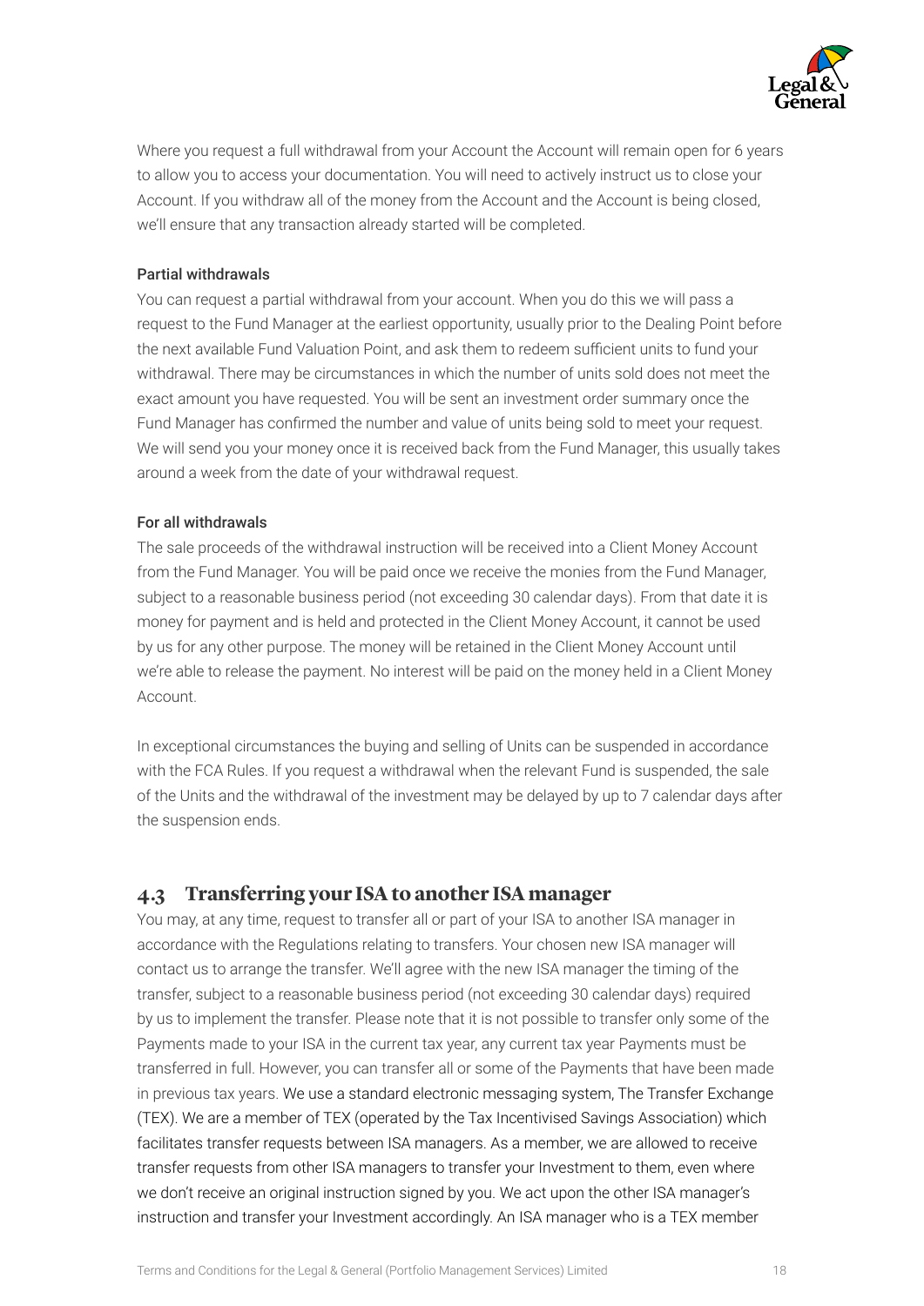Where you request a full withdrawal from your Account the Account will remain open for 6 years to allow you to access your documentation. You will need to actively instruct us to close your Account. If you withdraw all of the money from the Account and the Account is being closed, we'll ensure that any transaction already started will be completed.

#### Partial withdrawals

You can request a partial withdrawal from your account. When you do this we will pass a request to the Fund Manager at the earliest opportunity, usually prior to the Dealing Point before the next available Fund Valuation Point, and ask them to redeem sufficient units to fund your withdrawal. There may be circumstances in which the number of units sold does not meet the exact amount you have requested. You will be sent an investment order summary once the Fund Manager has confirmed the number and value of units being sold to meet your request. We will send you your money once it is received back from the Fund Manager, this usually takes around a week from the date of your withdrawal request.

#### For all withdrawals

The sale proceeds of the withdrawal instruction will be received into a Client Money Account from the Fund Manager. You will be paid once we receive the monies from the Fund Manager, subject to a reasonable business period (not exceeding 30 calendar days). From that date it is money for payment and is held and protected in the Client Money Account, it cannot be used by us for any other purpose. The money will be retained in the Client Money Account until we're able to release the payment. No interest will be paid on the money held in a Client Money Account.

In exceptional circumstances the buying and selling of Units can be suspended in accordance with the FCA Rules. If you request a withdrawal when the relevant Fund is suspended, the sale of the Units and the withdrawal of the investment may be delayed by up to 7 calendar days after the suspension ends.

## 4.3 Transferring your ISA to another ISA manager

You may, at any time, request to transfer all or part of your ISA to another ISA manager in accordance with the Regulations relating to transfers. Your chosen new ISA manager will contact us to arrange the transfer. We'll agree with the new ISA manager the timing of the transfer, subject to a reasonable business period (not exceeding 30 calendar days) required by us to implement the transfer. Please note that it is not possible to transfer only some of the Payments made to your ISA in the current tax year, any current tax year Payments must be transferred in full. However, you can transfer all or some of the Payments that have been made in previous tax years. We use a standard electronic messaging system, The Transfer Exchange (TEX). We are a member of TEX (operated by the Tax Incentivised Savings Association) which facilitates transfer requests between ISA managers. As a member, we are allowed to receive transfer requests from other ISA managers to transfer your Investment to them, even where we don't receive an original instruction signed by you. We act upon the other ISA manager's instruction and transfer your Investment accordingly. An ISA manager who is a TEX member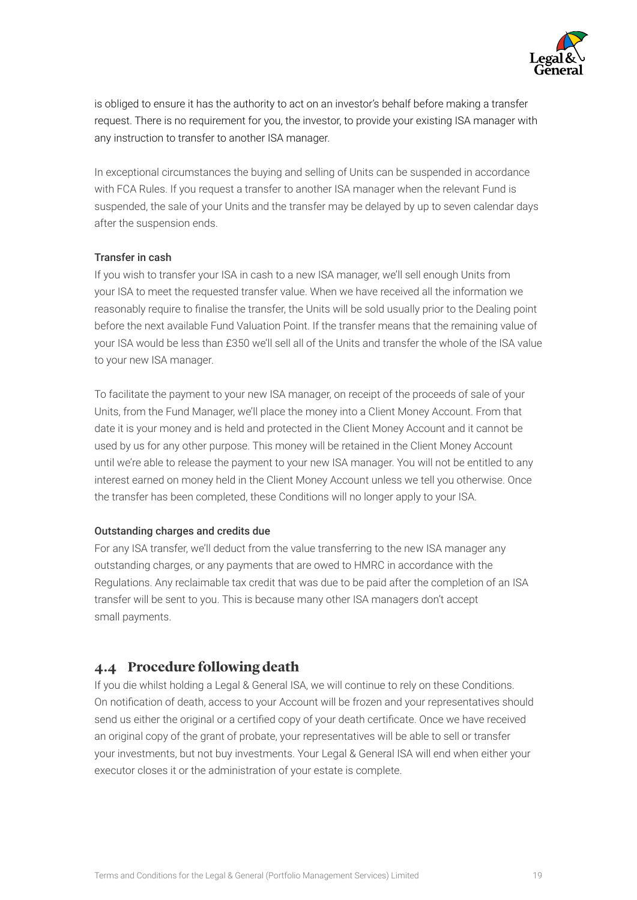is obliged to ensure it has the authority to act on an investor's behalf before making a transfer request. There is no requirement for you, the investor, to provide your existing ISA manager with any instruction to transfer to another ISA manager.

In exceptional circumstances the buying and selling of Units can be suspended in accordance with FCA Rules. If you request a transfer to another ISA manager when the relevant Fund is suspended, the sale of your Units and the transfer may be delayed by up to seven calendar days after the suspension ends.

#### Transfer in cash

If you wish to transfer your ISA in cash to a new ISA manager, we'll sell enough Units from your ISA to meet the requested transfer value. When we have received all the information we reasonably require to finalise the transfer, the Units will be sold usually prior to the Dealing point before the next available Fund Valuation Point. If the transfer means that the remaining value of your ISA would be less than £350 we'll sell all of the Units and transfer the whole of the ISA value to your new ISA manager.

To facilitate the payment to your new ISA manager, on receipt of the proceeds of sale of your Units, from the Fund Manager, we'll place the money into a Client Money Account. From that date it is your money and is held and protected in the Client Money Account and it cannot be used by us for any other purpose. This money will be retained in the Client Money Account until we're able to release the payment to your new ISA manager. You will not be entitled to any interest earned on money held in the Client Money Account unless we tell you otherwise. Once the transfer has been completed, these Conditions will no longer apply to your ISA.

#### Outstanding charges and credits due

For any ISA transfer, we'll deduct from the value transferring to the new ISA manager any outstanding charges, or any payments that are owed to HMRC in accordance with the Regulations. Any reclaimable tax credit that was due to be paid after the completion of an ISA transfer will be sent to you. This is because many other ISA managers don't accept small payments.

## 4.4 Procedure following death

If you die whilst holding a Legal & General ISA, we will continue to rely on these Conditions. On notification of death, access to your Account will be frozen and your representatives should send us either the original or a certified copy of your death certificate. Once we have received an original copy of the grant of probate, your representatives will be able to sell or transfer your investments, but not buy investments. Your Legal & General ISA will end when either your executor closes it or the administration of your estate is complete.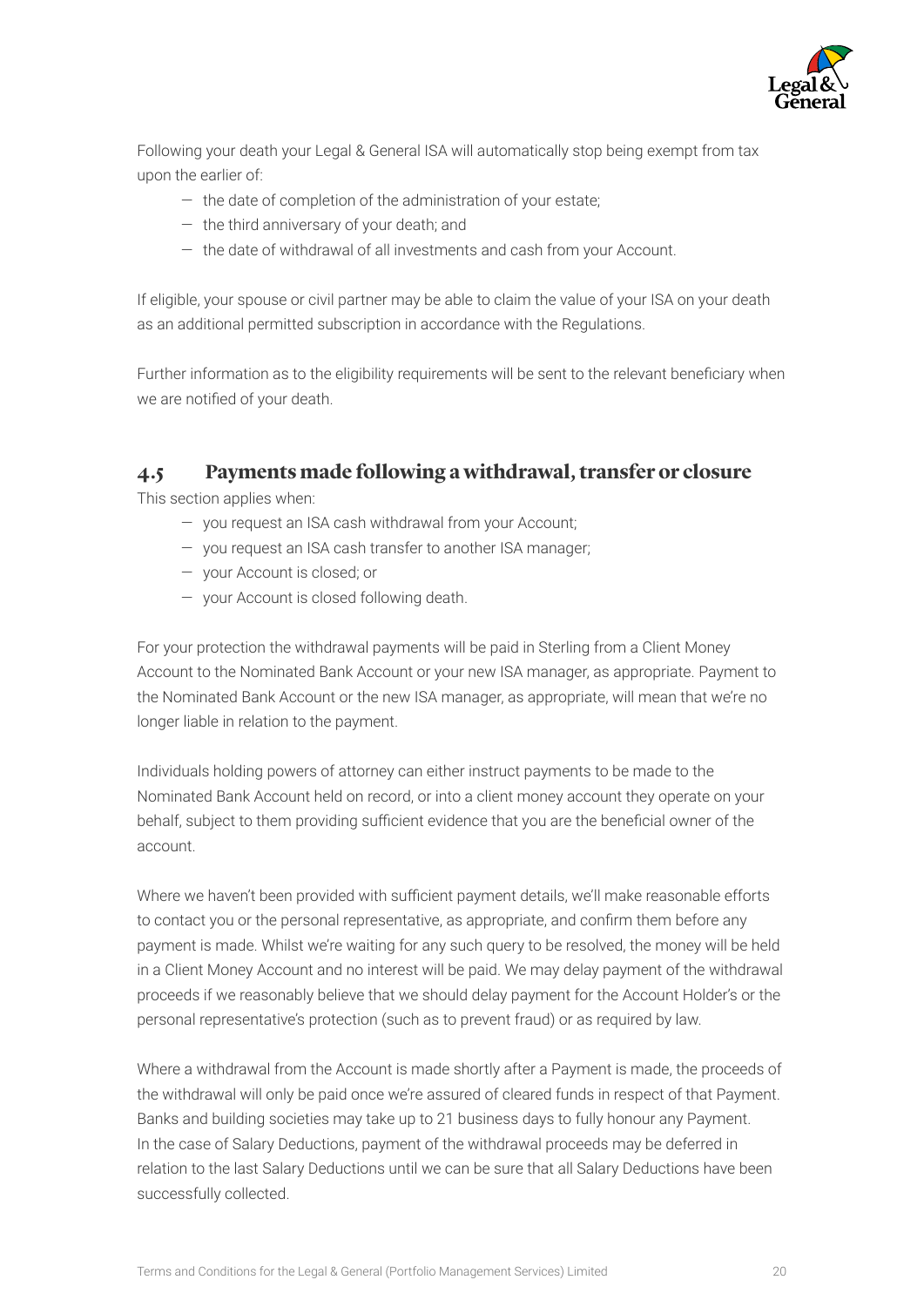Following your death your Legal & General ISA will automatically stop being exempt from tax upon the earlier of:

- the date of completion of the administration of your estate;
- the third anniversary of your death; and
- the date of withdrawal of all investments and cash from your Account.

If eligible, your spouse or civil partner may be able to claim the value of your ISA on your death as an additional permitted subscription in accordance with the Regulations.

Further information as to the eligibility requirements will be sent to the relevant beneficiary when we are notified of your death.

## 4.5 Payments made following a withdrawal, transfer or closure

This section applies when:

- you request an ISA cash withdrawal from your Account;
- you request an ISA cash transfer to another ISA manager;
- your Account is closed; or
- your Account is closed following death.

For your protection the withdrawal payments will be paid in Sterling from a Client Money Account to the Nominated Bank Account or your new ISA manager, as appropriate. Payment to the Nominated Bank Account or the new ISA manager, as appropriate, will mean that we're no longer liable in relation to the payment.

Individuals holding powers of attorney can either instruct payments to be made to the Nominated Bank Account held on record, or into a client money account they operate on your behalf, subject to them providing sufficient evidence that you are the beneficial owner of the account.

Where we haven't been provided with sufficient payment details, we'll make reasonable efforts to contact you or the personal representative, as appropriate, and confirm them before any payment is made. Whilst we're waiting for any such query to be resolved, the money will be held in a Client Money Account and no interest will be paid. We may delay payment of the withdrawal proceeds if we reasonably believe that we should delay payment for the Account Holder's or the personal representative's protection (such as to prevent fraud) or as required by law.

Where a withdrawal from the Account is made shortly after a Payment is made, the proceeds of the withdrawal will only be paid once we're assured of cleared funds in respect of that Payment. Banks and building societies may take up to 21 business days to fully honour any Payment. In the case of Salary Deductions, payment of the withdrawal proceeds may be deferred in relation to the last Salary Deductions until we can be sure that all Salary Deductions have been successfully collected.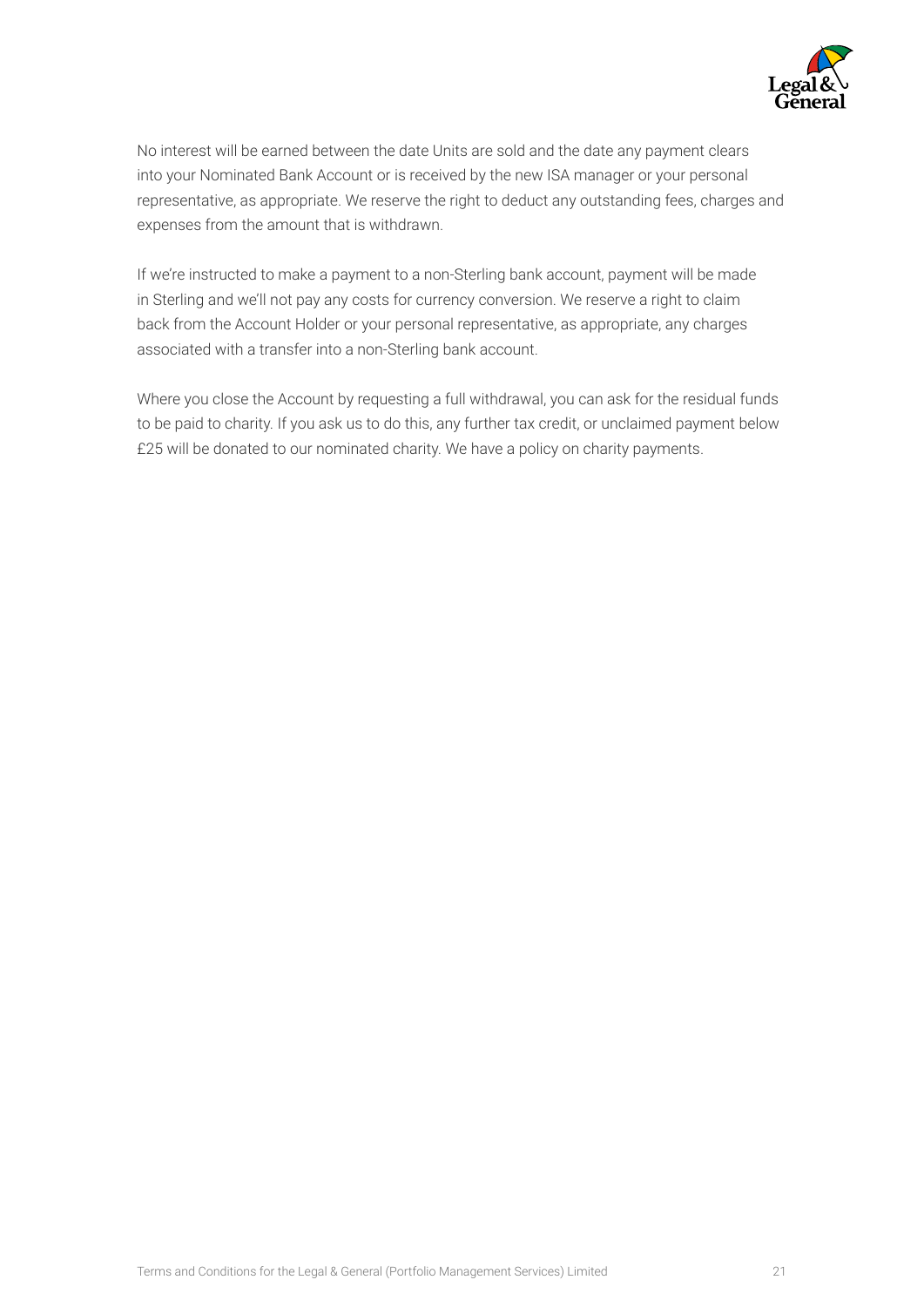No interest will be earned between the date Units are sold and the date any payment clears into your Nominated Bank Account or is received by the new ISA manager or your personal representative, as appropriate. We reserve the right to deduct any outstanding fees, charges and expenses from the amount that is withdrawn.

If we're instructed to make a payment to a non-Sterling bank account, payment will be made in Sterling and we'll not pay any costs for currency conversion. We reserve a right to claim back from the Account Holder or your personal representative, as appropriate, any charges associated with a transfer into a non-Sterling bank account.

Where you close the Account by requesting a full withdrawal, you can ask for the residual funds to be paid to charity. If you ask us to do this, any further tax credit, or unclaimed payment below £25 will be donated to our nominated charity. We have a policy on charity payments.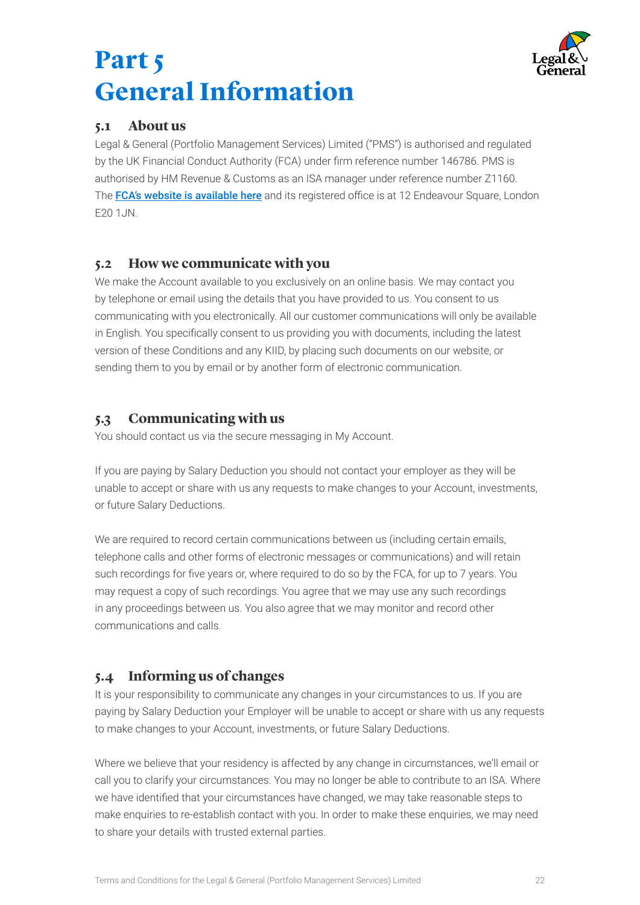# Part 5 General Information

## 5.1 About us

Legal & General (Portfolio Management Services) Limited ("PMS") is authorised and regulated by the UK Financial Conduct Authority (FCA) under firm reference number 146786. PMS is authorised by HM Revenue & Customs as an ISA manager under reference number Z1160. The **FCA's website is available here** and its registered office is at 12 Endeavour Square, London E20 1JN.

## 5.2 How we communicate with you

We make the Account available to you exclusively on an online basis. We may contact you by telephone or email using the details that you have provided to us. You consent to us communicating with you electronically. All our customer communications will only be available in English. You specifically consent to us providing you with documents, including the latest version of these Conditions and any KIID, by placing such documents on our website, or sending them to you by email or by another form of electronic communication.

## 5.3 Communicating with us

You should contact us via the secure messaging in My Account.

If you are paying by Salary Deduction you should not contact your employer as they will be unable to accept or share with us any requests to make changes to your Account, investments, or future Salary Deductions.

We are required to record certain communications between us (including certain emails, telephone calls and other forms of electronic messages or communications) and will retain such recordings for five years or, where required to do so by the FCA, for up to 7 years. You may request a copy of such recordings. You agree that we may use any such recordings in any proceedings between us. You also agree that we may monitor and record other communications and calls.

## 5.4 Informing us of changes

It is your responsibility to communicate any changes in your circumstances to us. If you are paying by Salary Deduction your Employer will be unable to accept or share with us any requests to make changes to your Account, investments, or future Salary Deductions.

Where we believe that your residency is affected by any change in circumstances, we'll email or call you to clarify your circumstances. You may no longer be able to contribute to an ISA. Where we have identified that your circumstances have changed, we may take reasonable steps to make enquiries to re-establish contact with you. In order to make these enquiries, we may need to share your details with trusted external parties.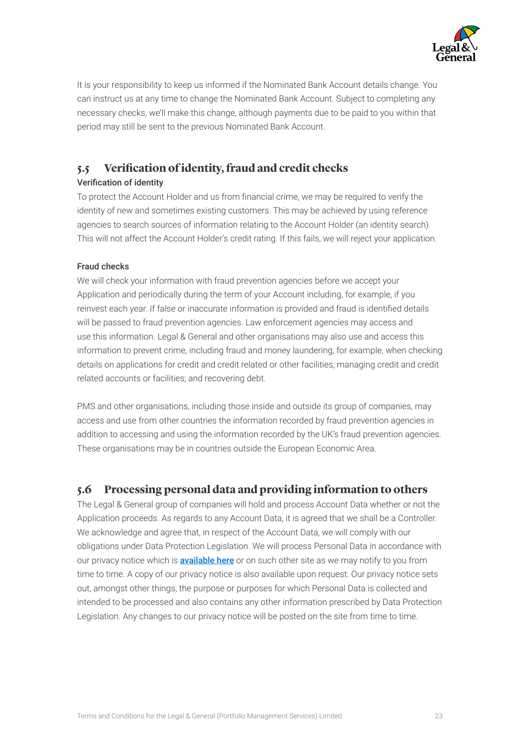It is your responsibility to keep us informed if the Nominated Bank Account details change. You can instruct us at any time to change the Nominated Bank Account. Subject to completing any necessary checks, we'll make this change, although payments due to be paid to you within that period may still be sent to the previous Nominated Bank Account.

## 5.5 Verification of identity, fraud and credit checks

### Verification of identity

To protect the Account Holder and us from financial crime, we may be required to verify the identity of new and sometimes existing customers. This may be achieved by using reference agencies to search sources of information relating to the Account Holder (an identity search). This will not affect the Account Holder's credit rating. If this fails, we will reject your application.

### Fraud checks

We will check your information with fraud prevention agencies before we accept your Application and periodically during the term of your Account including, for example, if you reinvest each year. If false or inaccurate information is provided and fraud is identified details will be passed to fraud prevention agencies. Law enforcement agencies may access and use this information. Legal & General and other organisations may also use and access this information to prevent crime, including fraud and money laundering, for example, when checking details on applications for credit and credit related or other facilities, managing credit and credit related accounts or facilities; and recovering debt.

PMS and other organisations, including those inside and outside its group of companies, may access and use from other countries the information recorded by fraud prevention agencies in addition to accessing and using the information recorded by the UK's fraud prevention agencies. These organisations may be in countries outside the European Economic Area.

## 5.6 Processing personal data and providing information to others

The Legal & General group of companies will hold and process Account Data whether or not the Application proceeds. As regards to any Account Data, it is agreed that we shall be a Controller. We acknowledge and agree that, in respect of the Account Data, we will comply with our obligations under Data Protection Legislation. We will process Personal Data in accordance with our privacy notice which is **available here** or on such other site as we may notify to you from time to time. A copy of our privacy notice is also available upon request. Our privacy notice sets out, amongst other things, the purpose or purposes for which Personal Data is collected and intended to be processed and also contains any other information prescribed by Data Protection Legislation. Any changes to our privacy notice will be posted on the site from time to time.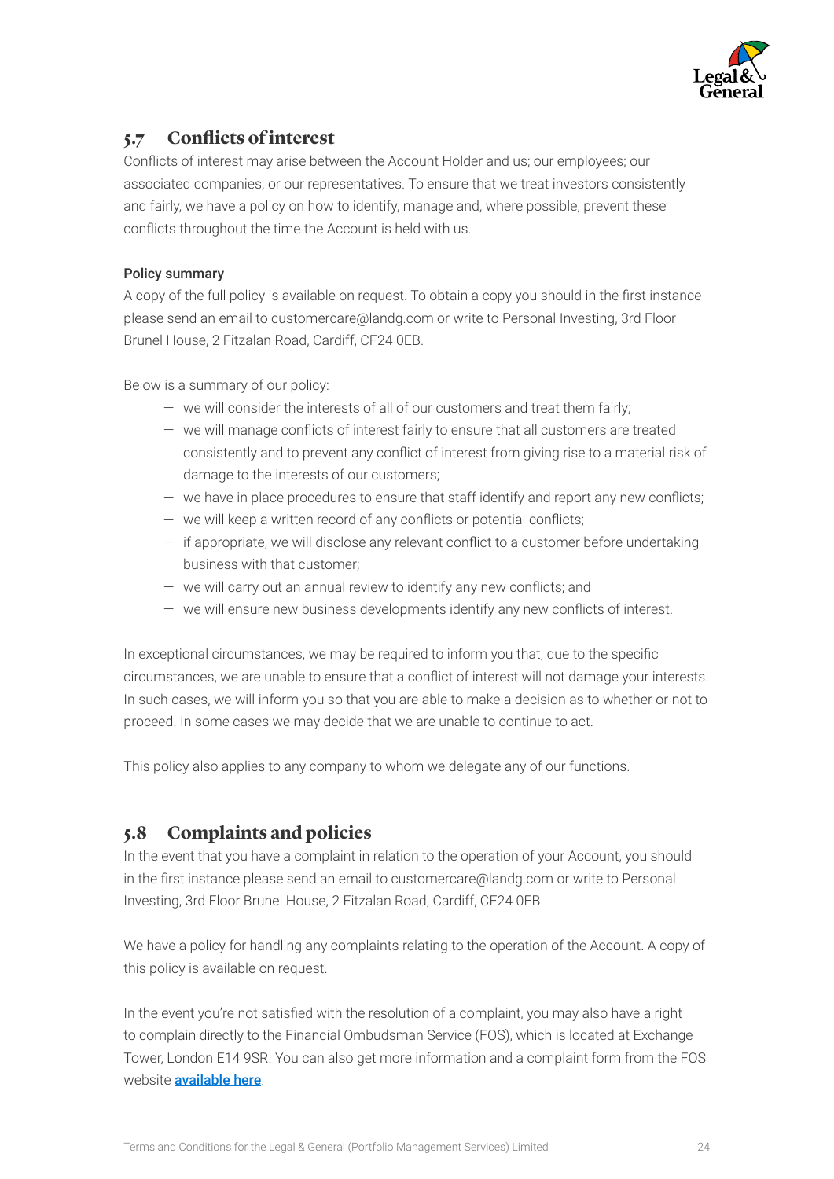## 5.7 Conflicts of interest

Conflicts of interest may arise between the Account Holder and us; our employees; our associated companies; or our representatives. To ensure that we treat investors consistently and fairly, we have a policy on how to identify, manage and, where possible, prevent these conflicts throughout the time the Account is held with us.

### Policy summary

A copy of the full policy is available on request. To obtain a copy you should in the first instance please send an email to customercare@landg.com or write to Personal Investing, 3rd Floor Brunel House, 2 Fitzalan Road, Cardiff, CF24 0EB.

Below is a summary of our policy:

- we will consider the interests of all of our customers and treat them fairly;
- we will manage conflicts of interest fairly to ensure that all customers are treated consistently and to prevent any conflict of interest from giving rise to a material risk of damage to the interests of our customers;
- we have in place procedures to ensure that staff identify and report any new conflicts;
- we will keep a written record of any conflicts or potential conflicts;
- if appropriate, we will disclose any relevant conflict to a customer before undertaking business with that customer;
- we will carry out an annual review to identify any new conflicts; and
- we will ensure new business developments identify any new conflicts of interest.

In exceptional circumstances, we may be required to inform you that, due to the specific circumstances, we are unable to ensure that a conflict of interest will not damage your interests. In such cases, we will inform you so that you are able to make a decision as to whether or not to proceed. In some cases we may decide that we are unable to continue to act.

This policy also applies to any company to whom we delegate any of our functions.

## 5.8 Complaints and policies

In the event that you have a complaint in relation to the operation of your Account, you should in the first instance please send an email to customercare@landg.com or write to Personal Investing, 3rd Floor Brunel House, 2 Fitzalan Road, Cardiff, CF24 0EB

We have a policy for handling any complaints relating to the operation of the Account. A copy of this policy is available on request.

In the event you're not satisfied with the resolution of a complaint, you may also have a right to complain directly to the Financial Ombudsman Service (FOS), which is located at Exchange Tower, London E14 9SR. You can also get more information and a complaint form from the FOS website **available here**.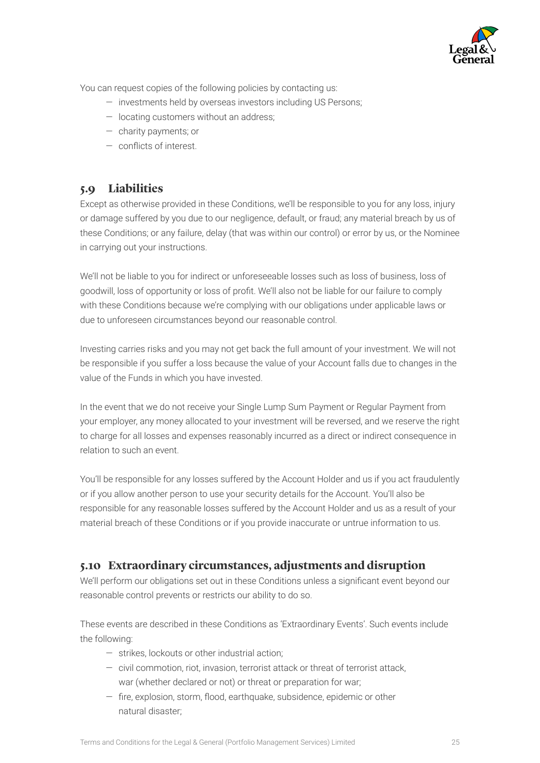You can request copies of the following policies by contacting us:

- investments held by overseas investors including US Persons;
- locating customers without an address;
- charity payments; or
- conflicts of interest.

## 5.9 Liabilities

Except as otherwise provided in these Conditions, we'll be responsible to you for any loss, injury or damage suffered by you due to our negligence, default, or fraud; any material breach by us of these Conditions; or any failure, delay (that was within our control) or error by us, or the Nominee in carrying out your instructions.

We'll not be liable to you for indirect or unforeseeable losses such as loss of business, loss of goodwill, loss of opportunity or loss of profit. We'll also not be liable for our failure to comply with these Conditions because we're complying with our obligations under applicable laws or due to unforeseen circumstances beyond our reasonable control.

Investing carries risks and you may not get back the full amount of your investment. We will not be responsible if you suffer a loss because the value of your Account falls due to changes in the value of the Funds in which you have invested.

In the event that we do not receive your Single Lump Sum Payment or Regular Payment from your employer, any money allocated to your investment will be reversed, and we reserve the right to charge for all losses and expenses reasonably incurred as a direct or indirect consequence in relation to such an event.

You'll be responsible for any losses suffered by the Account Holder and us if you act fraudulently or if you allow another person to use your security details for the Account. You'll also be responsible for any reasonable losses suffered by the Account Holder and us as a result of your material breach of these Conditions or if you provide inaccurate or untrue information to us.

## 5.10 Extraordinary circumstances, adjustments and disruption

We'll perform our obligations set out in these Conditions unless a significant event beyond our reasonable control prevents or restricts our ability to do so.

These events are described in these Conditions as 'Extraordinary Events'. Such events include the following:

- strikes, lockouts or other industrial action;
- civil commotion, riot, invasion, terrorist attack or threat of terrorist attack, war (whether declared or not) or threat or preparation for war;
- fire, explosion, storm, flood, earthquake, subsidence, epidemic or other natural disaster;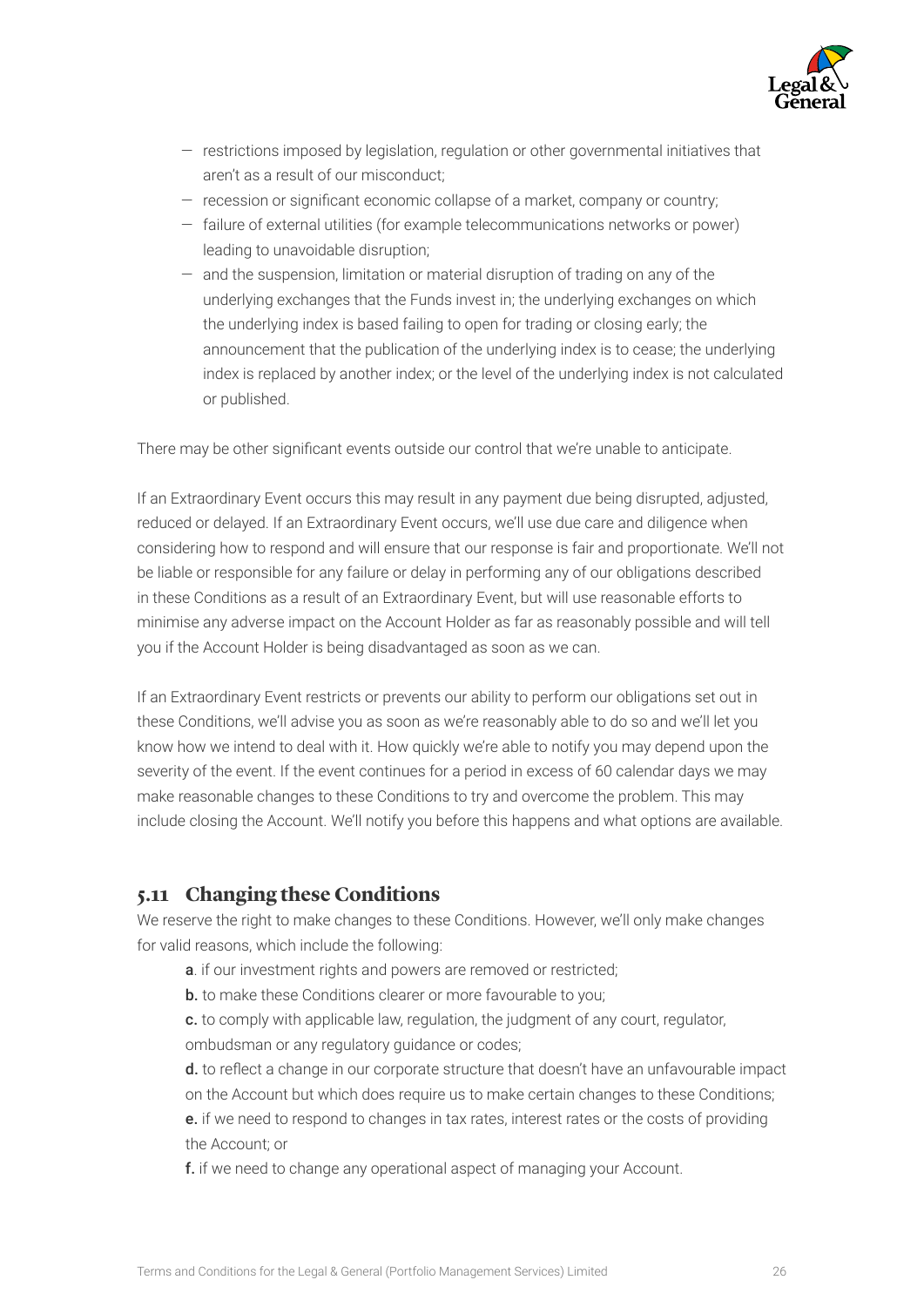- restrictions imposed by legislation, regulation or other governmental initiatives that aren't as a result of our misconduct;
- recession or significant economic collapse of a market, company or country;
- failure of external utilities (for example telecommunications networks or power) leading to unavoidable disruption;
- and the suspension, limitation or material disruption of trading on any of the underlying exchanges that the Funds invest in; the underlying exchanges on which the underlying index is based failing to open for trading or closing early; the announcement that the publication of the underlying index is to cease; the underlying index is replaced by another index; or the level of the underlying index is not calculated or published.

There may be other significant events outside our control that we're unable to anticipate.

If an Extraordinary Event occurs this may result in any payment due being disrupted, adjusted, reduced or delayed. If an Extraordinary Event occurs, we'll use due care and diligence when considering how to respond and will ensure that our response is fair and proportionate. We'll not be liable or responsible for any failure or delay in performing any of our obligations described in these Conditions as a result of an Extraordinary Event, but will use reasonable efforts to minimise any adverse impact on the Account Holder as far as reasonably possible and will tell you if the Account Holder is being disadvantaged as soon as we can.

If an Extraordinary Event restricts or prevents our ability to perform our obligations set out in these Conditions, we'll advise you as soon as we're reasonably able to do so and we'll let you know how we intend to deal with it. How quickly we're able to notify you may depend upon the severity of the event. If the event continues for a period in excess of 60 calendar days we may make reasonable changes to these Conditions to try and overcome the problem. This may include closing the Account. We'll notify you before this happens and what options are available.

## 5.11 Changing these Conditions

We reserve the right to make changes to these Conditions. However, we'll only make changes for valid reasons, which include the following:

**a**. if our investment rights and powers are removed or restricted;

**b.** to make these Conditions clearer or more favourable to you;

**c.** to comply with applicable law, regulation, the judgment of any court, regulator, ombudsman or any regulatory guidance or codes;

**d.** to reflect a change in our corporate structure that doesn't have an unfavourable impact on the Account but which does require us to make certain changes to these Conditions;

**e.** if we need to respond to changes in tax rates, interest rates or the costs of providing the Account; or

**f.** if we need to change any operational aspect of managing your Account.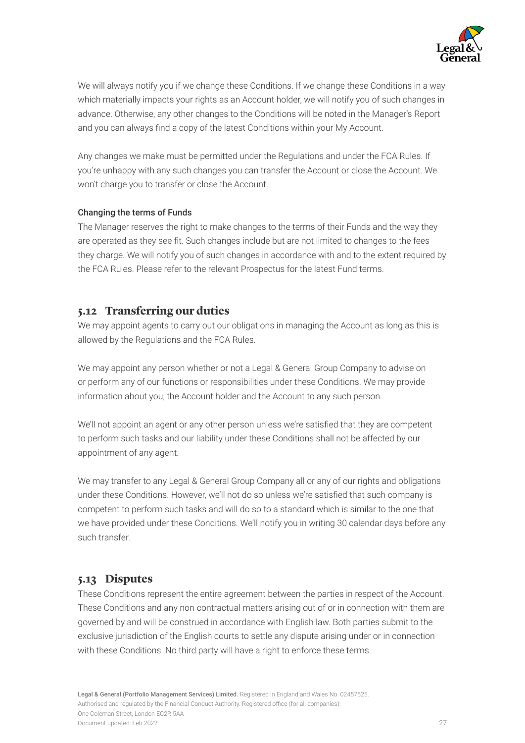We will always notify you if we change these Conditions. If we change these Conditions in a way which materially impacts your rights as an Account holder, we will notify you of such changes in advance. Otherwise, any other changes to the Conditions will be noted in the Manager's Report and you can always find a copy of the latest Conditions within your My Account.

Any changes we make must be permitted under the Regulations and under the FCA Rules. If you're unhappy with any such changes you can transfer the Account or close the Account. We won't charge you to transfer or close the Account.

#### Changing the terms of Funds

The Manager reserves the right to make changes to the terms of their Funds and the way they are operated as they see fit. Such changes include but are not limited to changes to the fees they charge. We will notify you of such changes in accordance with and to the extent required by the FCA Rules. Please refer to the relevant Prospectus for the latest Fund terms.

## 5.12 Transferring our duties

We may appoint agents to carry out our obligations in managing the Account as long as this is allowed by the Regulations and the FCA Rules.

We may appoint any person whether or not a Legal & General Group Company to advise on or perform any of our functions or responsibilities under these Conditions. We may provide information about you, the Account holder and the Account to any such person.

We'll not appoint an agent or any other person unless we're satisfied that they are competent to perform such tasks and our liability under these Conditions shall not be affected by our appointment of any agent.

We may transfer to any Legal & General Group Company all or any of our rights and obligations under these Conditions. However, we'll not do so unless we're satisfied that such company is competent to perform such tasks and will do so to a standard which is similar to the one that we have provided under these Conditions. We'll notify you in writing 30 calendar days before any such transfer.

## 5.13 Disputes

These Conditions represent the entire agreement between the parties in respect of the Account. These Conditions and any non-contractual matters arising out of or in connection with them are governed by and will be construed in accordance with English law. Both parties submit to the exclusive jurisdiction of the English courts to settle any dispute arising under or in connection with these Conditions. No third party will have a right to enforce these terms.

**Legal & General (Portfolio Management Services) Limited.** Registered in England and Wales No. 02457525.
Authorised and regulated by the Financial Conduct Authority. Registered office (for all companies):
One Coleman Street, London EC2R 5AA
Document updated: Feb 2022